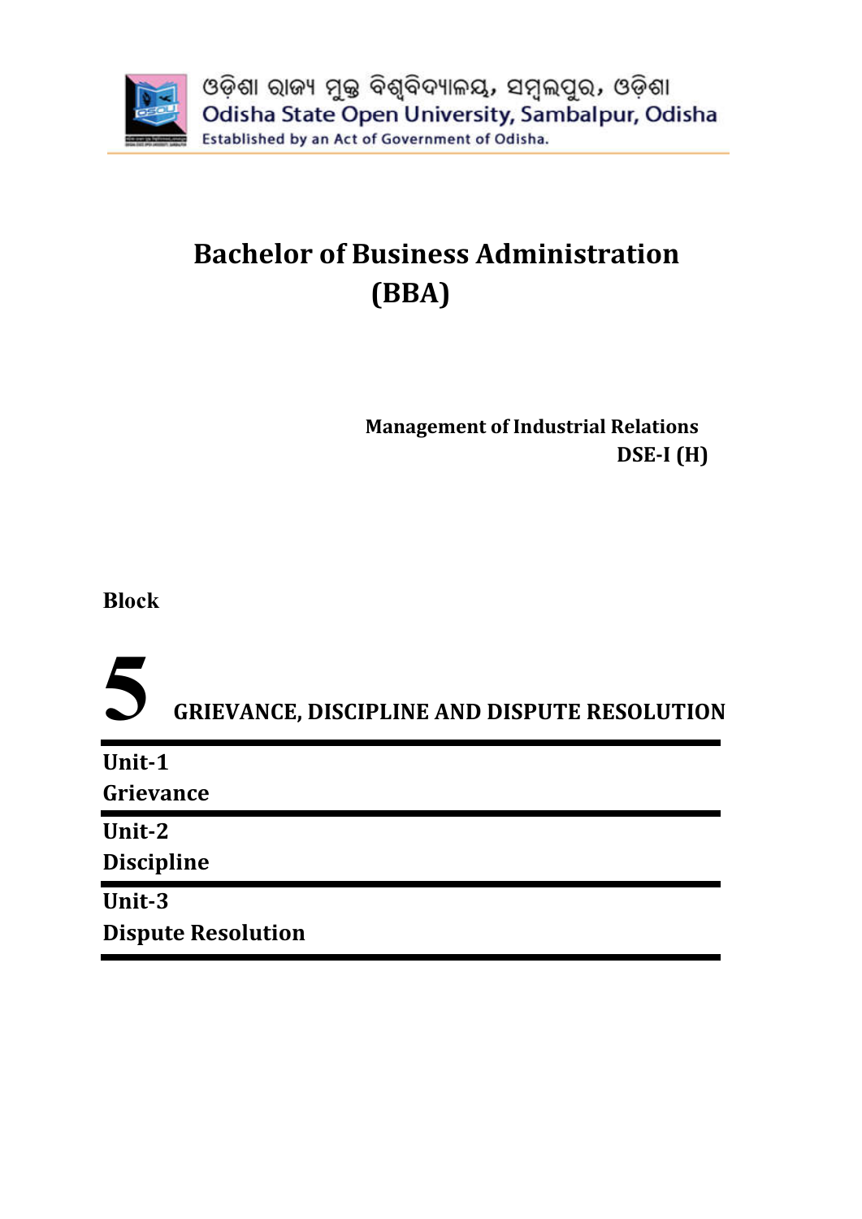ଓଡ଼ିଶା ରାଜ୍ୟ ମୁକ୍ତ ବିଶ୍ୱବିଦ୍ୟାଳୟ, ସମ୍ବଲପୁର, ଓଡ଼ିଶା

Odisha State Open University, Sambalpur, Odisha

Established by an Act of Government of Odisha.

# Bachelor of Business Administration (BBA)

**Management of Industrial Relations**

**DSE-I (H)**

**Block**

# 5 GRIEVANCE, DISCIPLINE AND DISPUTE RESOLUTION

**Unit-1**
**Grievance**

**Unit-2**
**Discipline**

**Unit-3**
**Dispute Resolution**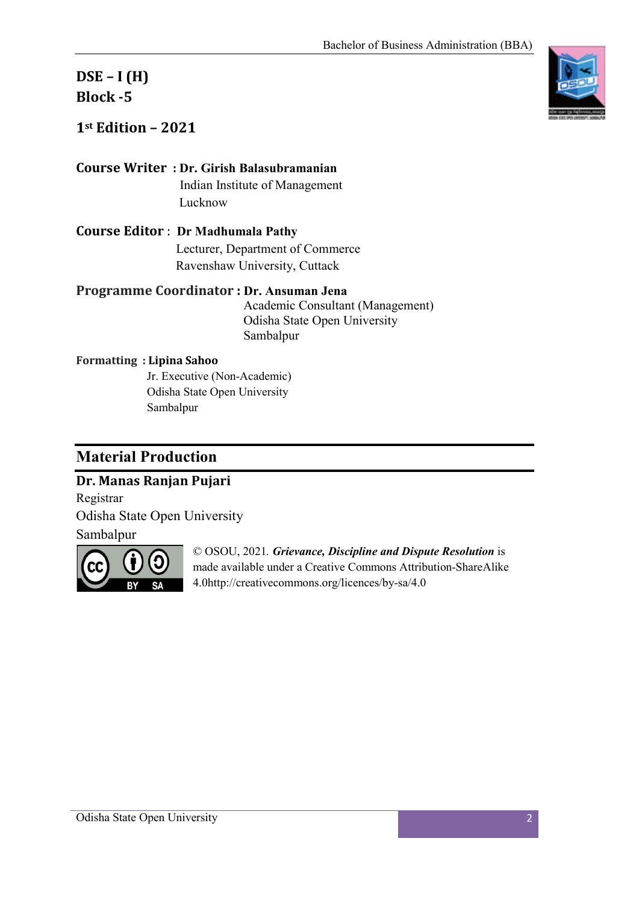**DSE – I (H)**
**Block -5**

**1st Edition – 2021**

**Course Writer : Dr. Girish Balasubramanian**
Indian Institute of Management
Lucknow

**Course Editor : Dr Madhumala Pathy**
Lecturer, Department of Commerce
Ravenshaw University, Cuttack

**Programme Coordinator : Dr. Ansuman Jena**
Academic Consultant (Management)
Odisha State Open University
Sambalpur

**Formatting : Lipina Sahoo**
Jr. Executive (Non-Academic)
Odisha State Open University
Sambalpur

## Material Production

**Dr. Manas Ranjan Pujari**
Registrar
Odisha State Open University
Sambalpur

© OSOU, 2021. ***Grievance, Discipline and Dispute Resolution*** is made available under a Creative Commons Attribution-ShareAlike 4.0http://creativecommons.org/licences/by-sa/4.0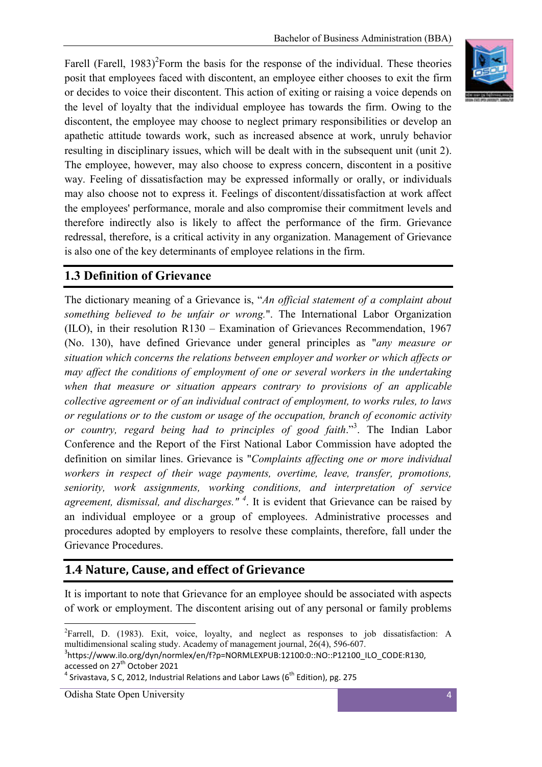Farell (Farell, 1983)[2]Form the basis for the response of the individual. These theories posit that employees faced with discontent, an employee either chooses to exit the firm or decides to voice their discontent. This action of exiting or raising a voice depends on the level of loyalty that the individual employee has towards the firm. Owing to the discontent, the employee may choose to neglect primary responsibilities or develop an apathetic attitude towards work, such as increased absence at work, unruly behavior resulting in disciplinary issues, which will be dealt with in the subsequent unit (unit 2). The employee, however, may also choose to express concern, discontent in a positive way. Feeling of dissatisfaction may be expressed informally or orally, or individuals may also choose not to express it. Feelings of discontent/dissatisfaction at work affect the employees' performance, morale and also compromise their commitment levels and therefore indirectly also is likely to affect the performance of the firm. Grievance redressal, therefore, is a critical activity in any organization. Management of Grievance is also one of the key determinants of employee relations in the firm.

## 1.3 Definition of Grievance

The dictionary meaning of a Grievance is, "*An official statement of a complaint about something believed to be unfair or wrong.*". The International Labor Organization (ILO), in their resolution R130 – Examination of Grievances Recommendation, 1967 (No. 130), have defined Grievance under general principles as "*any measure or situation which concerns the relations between employer and worker or which affects or may affect the conditions of employment of one or several workers in the undertaking when that measure or situation appears contrary to provisions of an applicable collective agreement or of an individual contract of employment, to works rules, to laws or regulations or to the custom or usage of the occupation, branch of economic activity or country, regard being had to principles of good faith*."[3]. The Indian Labor Conference and the Report of the First National Labor Commission have adopted the definition on similar lines. Grievance is "*Complaints affecting one or more individual workers in respect of their wage payments, overtime, leave, transfer, promotions, seniority, work assignments, working conditions, and interpretation of service agreement, dismissal, and discharges.*" [4]. It is evident that Grievance can be raised by an individual employee or a group of employees. Administrative processes and procedures adopted by employers to resolve these complaints, therefore, fall under the Grievance Procedures.

## 1.4 Nature, Cause, and effect of Grievance

It is important to note that Grievance for an employee should be associated with aspects of work or employment. The discontent arising out of any personal or family problems

---

[2]Farrell, D. (1983). Exit, voice, loyalty, and neglect as responses to job dissatisfaction: A multidimensional scaling study. Academy of management journal, 26(4), 596-607.

[3]https://www.ilo.org/dyn/normlex/en/f?p=NORMLEXPUB:12100:0::NO::P12100_ILO_CODE:R130, accessed on 27th October 2021

[4] Srivastava, S C, 2012, Industrial Relations and Labor Laws (6th Edition), pg. 275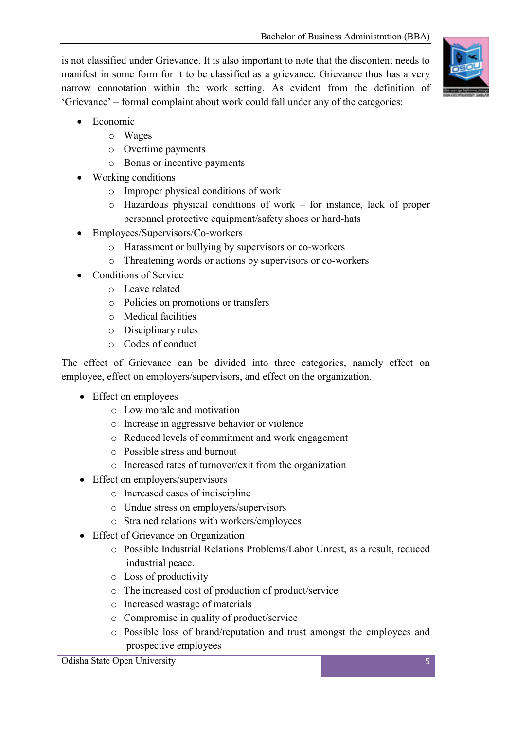is not classified under Grievance. It is also important to note that the discontent needs to manifest in some form for it to be classified as a grievance. Grievance thus has a very narrow connotation within the work setting. As evident from the definition of 'Grievance' – formal complaint about work could fall under any of the categories:

- Economic
  - Wages
  - Overtime payments
  - Bonus or incentive payments
- Working conditions
  - Improper physical conditions of work
  - Hazardous physical conditions of work – for instance, lack of proper personnel protective equipment/safety shoes or hard-hats
- Employees/Supervisors/Co-workers
  - Harassment or bullying by supervisors or co-workers
  - Threatening words or actions by supervisors or co-workers
- Conditions of Service
  - Leave related
  - Policies on promotions or transfers
  - Medical facilities
  - Disciplinary rules
  - Codes of conduct

The effect of Grievance can be divided into three categories, namely effect on employee, effect on employers/supervisors, and effect on the organization.

- Effect on employees
  - Low morale and motivation
  - Increase in aggressive behavior or violence
  - Reduced levels of commitment and work engagement
  - Possible stress and burnout
  - Increased rates of turnover/exit from the organization
- Effect on employers/supervisors
  - Increased cases of indiscipline
  - Undue stress on employers/supervisors
  - Strained relations with workers/employees
- Effect of Grievance on Organization
  - Possible Industrial Relations Problems/Labor Unrest, as a result, reduced industrial peace.
  - Loss of productivity
  - The increased cost of production of product/service
  - Increased wastage of materials
  - Compromise in quality of product/service
  - Possible loss of brand/reputation and trust amongst the employees and prospective employees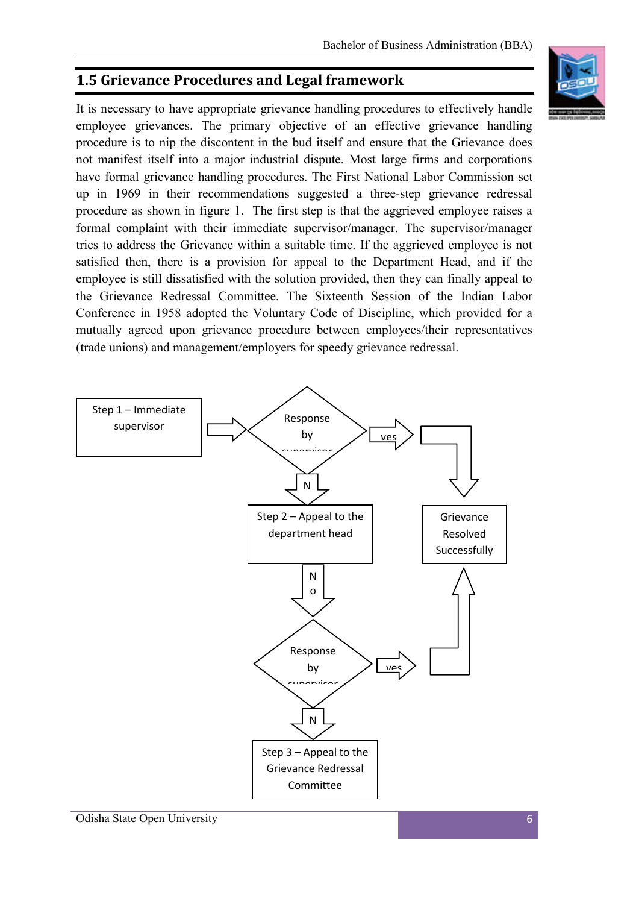## 1.5 Grievance Procedures and Legal framework

It is necessary to have appropriate grievance handling procedures to effectively handle employee grievances. The primary objective of an effective grievance handling procedure is to nip the discontent in the bud itself and ensure that the Grievance does not manifest itself into a major industrial dispute. Most large firms and corporations have formal grievance handling procedures. The First National Labor Commission set up in 1969 in their recommendations suggested a three-step grievance redressal procedure as shown in figure 1. The first step is that the aggrieved employee raises a formal complaint with their immediate supervisor/manager. The supervisor/manager tries to address the Grievance within a suitable time. If the aggrieved employee is not satisfied then, there is a provision for appeal to the Department Head, and if the employee is still dissatisfied with the solution provided, then they can finally appeal to the Grievance Redressal Committee. The Sixteenth Session of the Indian Labor Conference in 1958 adopted the Voluntary Code of Discipline, which provided for a mutually agreed upon grievance procedure between employees/their representatives (trade unions) and management/employers for speedy grievance redressal.

Step 1 – Immediate supervisor → Response by supervisor → yes → Grievance Resolved Successfully

Response by supervisor → N → Step 2 – Appeal to the department head → No → Response by supervisor → yes → Grievance Resolved Successfully

Response by supervisor → N → Step 3 – Appeal to the Grievance Redressal Committee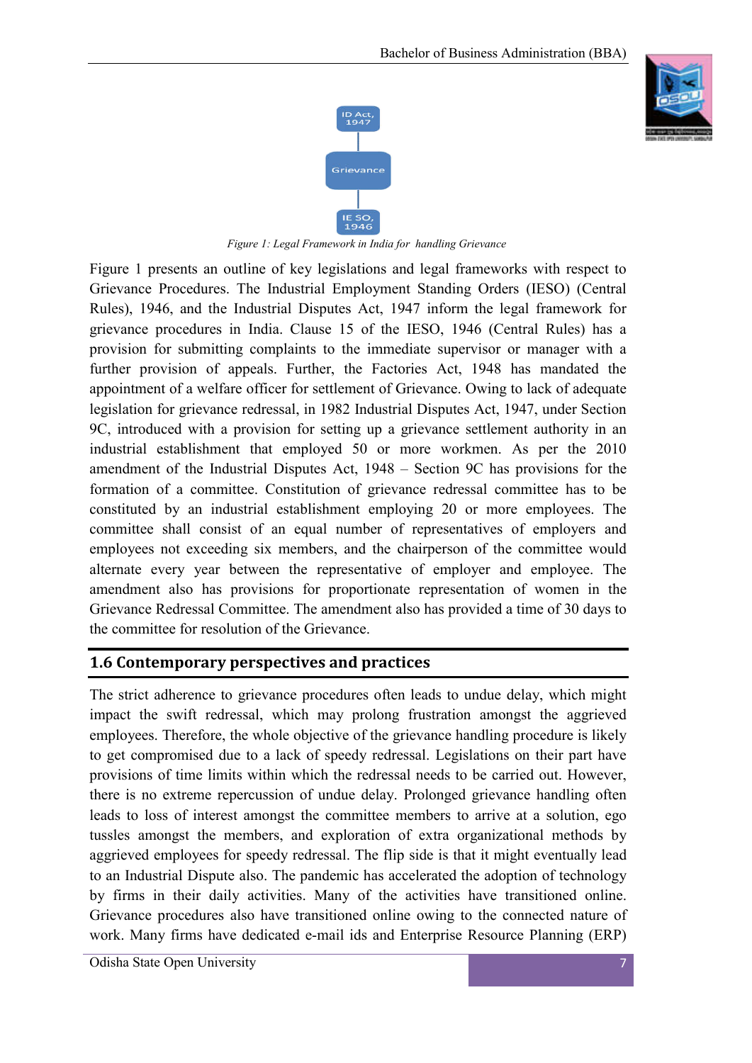ID Act, 1947

Grievance

IE SO, 1946

*Figure 1: Legal Framework in India for handling Grievance*

Figure 1 presents an outline of key legislations and legal frameworks with respect to Grievance Procedures. The Industrial Employment Standing Orders (IESO) (Central Rules), 1946, and the Industrial Disputes Act, 1947 inform the legal framework for grievance procedures in India. Clause 15 of the IESO, 1946 (Central Rules) has a provision for submitting complaints to the immediate supervisor or manager with a further provision of appeals. Further, the Factories Act, 1948 has mandated the appointment of a welfare officer for settlement of Grievance. Owing to lack of adequate legislation for grievance redressal, in 1982 Industrial Disputes Act, 1947, under Section 9C, introduced with a provision for setting up a grievance settlement authority in an industrial establishment that employed 50 or more workmen. As per the 2010 amendment of the Industrial Disputes Act, 1948 – Section 9C has provisions for the formation of a committee. Constitution of grievance redressal committee has to be constituted by an industrial establishment employing 20 or more employees. The committee shall consist of an equal number of representatives of employers and employees not exceeding six members, and the chairperson of the committee would alternate every year between the representative of employer and employee. The amendment also has provisions for proportionate representation of women in the Grievance Redressal Committee. The amendment also has provided a time of 30 days to the committee for resolution of the Grievance.

## 1.6 Contemporary perspectives and practices

The strict adherence to grievance procedures often leads to undue delay, which might impact the swift redressal, which may prolong frustration amongst the aggrieved employees. Therefore, the whole objective of the grievance handling procedure is likely to get compromised due to a lack of speedy redressal. Legislations on their part have provisions of time limits within which the redressal needs to be carried out. However, there is no extreme repercussion of undue delay. Prolonged grievance handling often leads to loss of interest amongst the committee members to arrive at a solution, ego tussles amongst the members, and exploration of extra organizational methods by aggrieved employees for speedy redressal. The flip side is that it might eventually lead to an Industrial Dispute also. The pandemic has accelerated the adoption of technology by firms in their daily activities. Many of the activities have transitioned online. Grievance procedures also have transitioned online owing to the connected nature of work. Many firms have dedicated e-mail ids and Enterprise Resource Planning (ERP)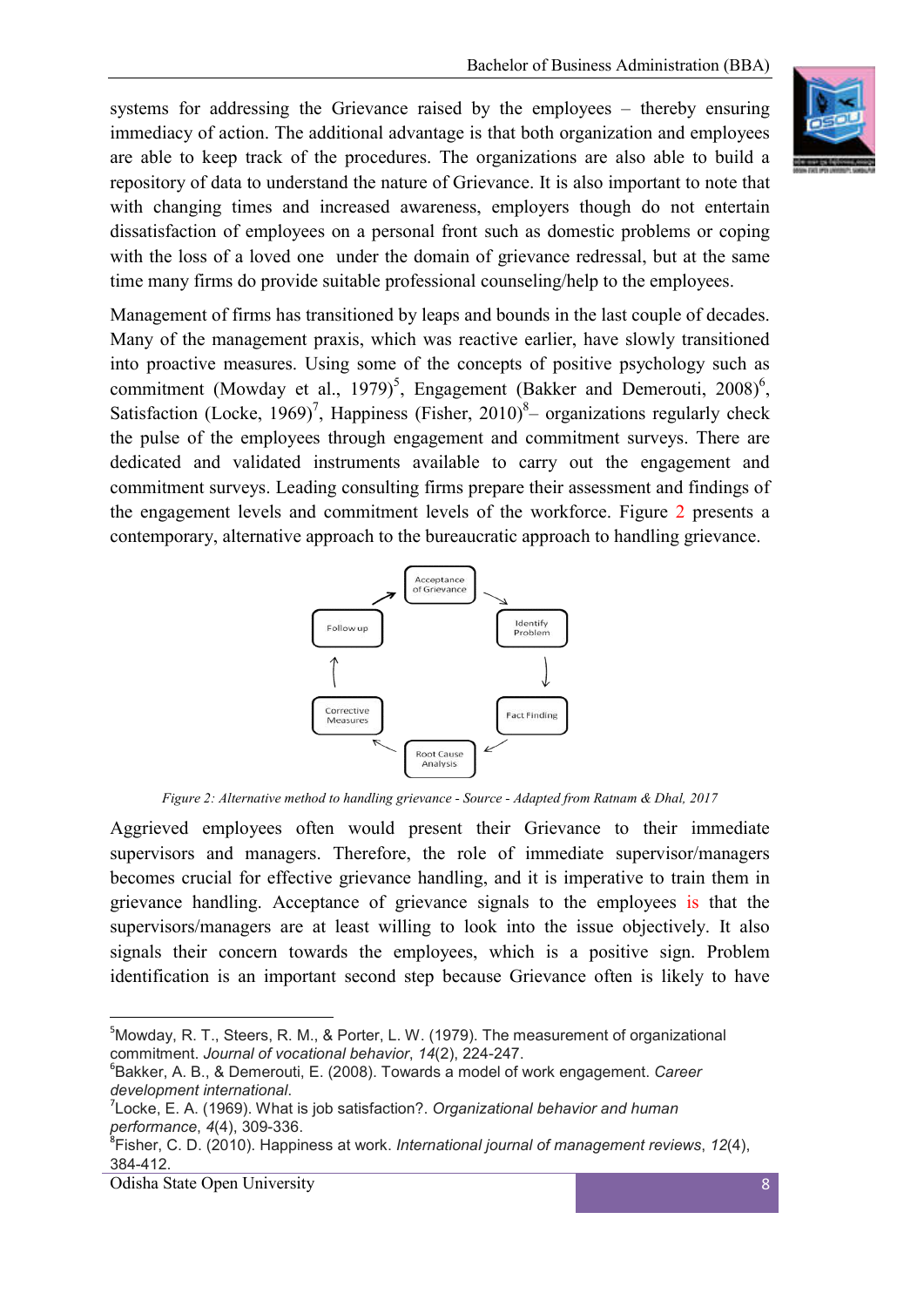systems for addressing the Grievance raised by the employees – thereby ensuring immediacy of action. The additional advantage is that both organization and employees are able to keep track of the procedures. The organizations are also able to build a repository of data to understand the nature of Grievance. It is also important to note that with changing times and increased awareness, employers though do not entertain dissatisfaction of employees on a personal front such as domestic problems or coping with the loss of a loved one under the domain of grievance redressal, but at the same time many firms do provide suitable professional counseling/help to the employees.

Management of firms has transitioned by leaps and bounds in the last couple of decades. Many of the management praxis, which was reactive earlier, have slowly transitioned into proactive measures. Using some of the concepts of positive psychology such as commitment (Mowday et al., 1979)[5], Engagement (Bakker and Demerouti, 2008)[6], Satisfaction (Locke, 1969)[7], Happiness (Fisher, 2010)[8]– organizations regularly check the pulse of the employees through engagement and commitment surveys. There are dedicated and validated instruments available to carry out the engagement and commitment surveys. Leading consulting firms prepare their assessment and findings of the engagement levels and commitment levels of the workforce. Figure 2 presents a contemporary, alternative approach to the bureaucratic approach to handling grievance.

Acceptance of Grievance → Identify Problem → Fact Finding → Root Cause Analysis → Corrective Measures → Follow up → Acceptance of Grievance

*Figure 2: Alternative method to handling grievance - Source - Adapted from Ratnam & Dhal, 2017*

Aggrieved employees often would present their Grievance to their immediate supervisors and managers. Therefore, the role of immediate supervisor/managers becomes crucial for effective grievance handling, and it is imperative to train them in grievance handling. Acceptance of grievance signals to the employees is that the supervisors/managers are at least willing to look into the issue objectively. It also signals their concern towards the employees, which is a positive sign. Problem identification is an important second step because Grievance often is likely to have

---

[5]Mowday, R. T., Steers, R. M., & Porter, L. W. (1979). The measurement of organizational commitment. *Journal of vocational behavior*, *14*(2), 224-247.

[6]Bakker, A. B., & Demerouti, E. (2008). Towards a model of work engagement. *Career development international*.

[7]Locke, E. A. (1969). What is job satisfaction?. *Organizational behavior and human performance*, *4*(4), 309-336.

[8]Fisher, C. D. (2010). Happiness at work. *International journal of management reviews*, *12*(4), 384-412.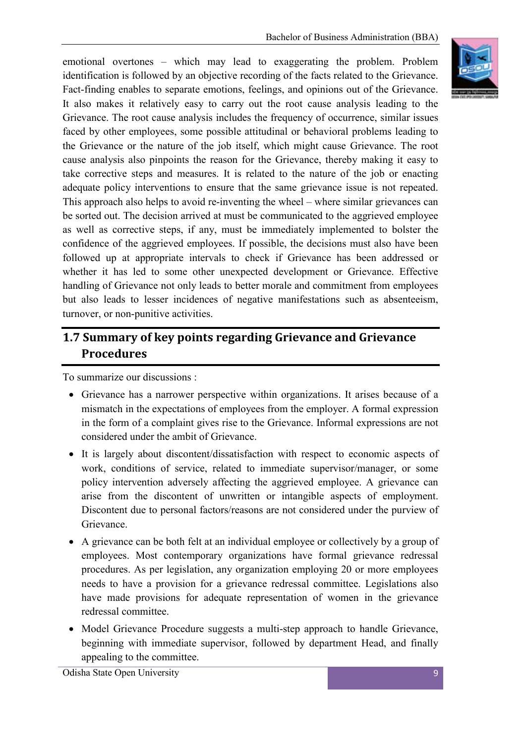emotional overtones – which may lead to exaggerating the problem. Problem identification is followed by an objective recording of the facts related to the Grievance. Fact-finding enables to separate emotions, feelings, and opinions out of the Grievance. It also makes it relatively easy to carry out the root cause analysis leading to the Grievance. The root cause analysis includes the frequency of occurrence, similar issues faced by other employees, some possible attitudinal or behavioral problems leading to the Grievance or the nature of the job itself, which might cause Grievance. The root cause analysis also pinpoints the reason for the Grievance, thereby making it easy to take corrective steps and measures. It is related to the nature of the job or enacting adequate policy interventions to ensure that the same grievance issue is not repeated. This approach also helps to avoid re-inventing the wheel – where similar grievances can be sorted out. The decision arrived at must be communicated to the aggrieved employee as well as corrective steps, if any, must be immediately implemented to bolster the confidence of the aggrieved employees. If possible, the decisions must also have been followed up at appropriate intervals to check if Grievance has been addressed or whether it has led to some other unexpected development or Grievance. Effective handling of Grievance not only leads to better morale and commitment from employees but also leads to lesser incidences of negative manifestations such as absenteeism, turnover, or non-punitive activities.

## 1.7 Summary of key points regarding Grievance and Grievance Procedures

To summarize our discussions :

- Grievance has a narrower perspective within organizations. It arises because of a mismatch in the expectations of employees from the employer. A formal expression in the form of a complaint gives rise to the Grievance. Informal expressions are not considered under the ambit of Grievance.
- It is largely about discontent/dissatisfaction with respect to economic aspects of work, conditions of service, related to immediate supervisor/manager, or some policy intervention adversely affecting the aggrieved employee. A grievance can arise from the discontent of unwritten or intangible aspects of employment. Discontent due to personal factors/reasons are not considered under the purview of Grievance.
- A grievance can be both felt at an individual employee or collectively by a group of employees. Most contemporary organizations have formal grievance redressal procedures. As per legislation, any organization employing 20 or more employees needs to have a provision for a grievance redressal committee. Legislations also have made provisions for adequate representation of women in the grievance redressal committee.
- Model Grievance Procedure suggests a multi-step approach to handle Grievance, beginning with immediate supervisor, followed by department Head, and finally appealing to the committee.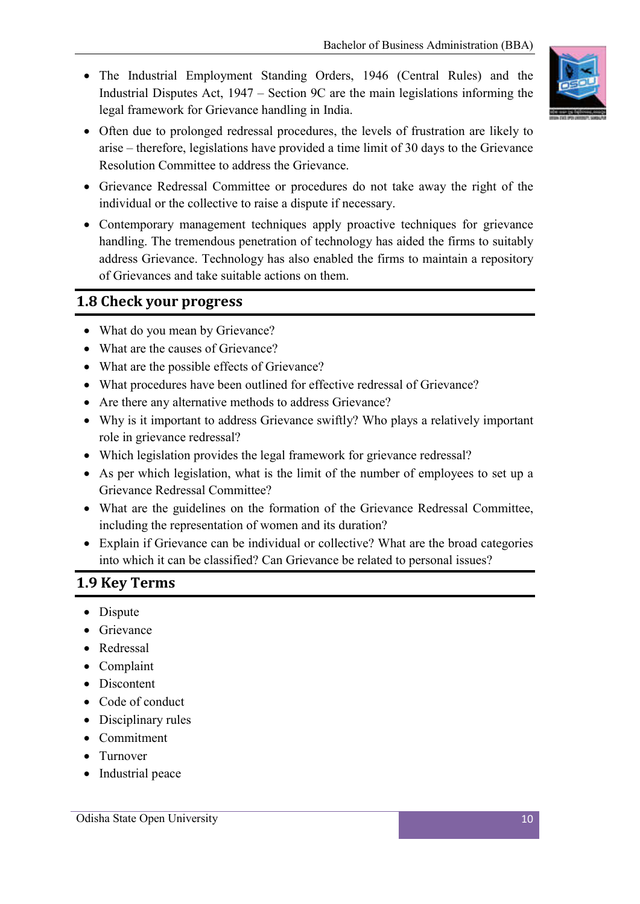- The Industrial Employment Standing Orders, 1946 (Central Rules) and the Industrial Disputes Act, 1947 – Section 9C are the main legislations informing the legal framework for Grievance handling in India.
- Often due to prolonged redressal procedures, the levels of frustration are likely to arise – therefore, legislations have provided a time limit of 30 days to the Grievance Resolution Committee to address the Grievance.
- Grievance Redressal Committee or procedures do not take away the right of the individual or the collective to raise a dispute if necessary.
- Contemporary management techniques apply proactive techniques for grievance handling. The tremendous penetration of technology has aided the firms to suitably address Grievance. Technology has also enabled the firms to maintain a repository of Grievances and take suitable actions on them.

## 1.8 Check your progress

- What do you mean by Grievance?
- What are the causes of Grievance?
- What are the possible effects of Grievance?
- What procedures have been outlined for effective redressal of Grievance?
- Are there any alternative methods to address Grievance?
- Why is it important to address Grievance swiftly? Who plays a relatively important role in grievance redressal?
- Which legislation provides the legal framework for grievance redressal?
- As per which legislation, what is the limit of the number of employees to set up a Grievance Redressal Committee?
- What are the guidelines on the formation of the Grievance Redressal Committee, including the representation of women and its duration?
- Explain if Grievance can be individual or collective? What are the broad categories into which it can be classified? Can Grievance be related to personal issues?

## 1.9 Key Terms

- Dispute
- Grievance
- Redressal
- Complaint
- Discontent
- Code of conduct
- Disciplinary rules
- Commitment
- Turnover
- Industrial peace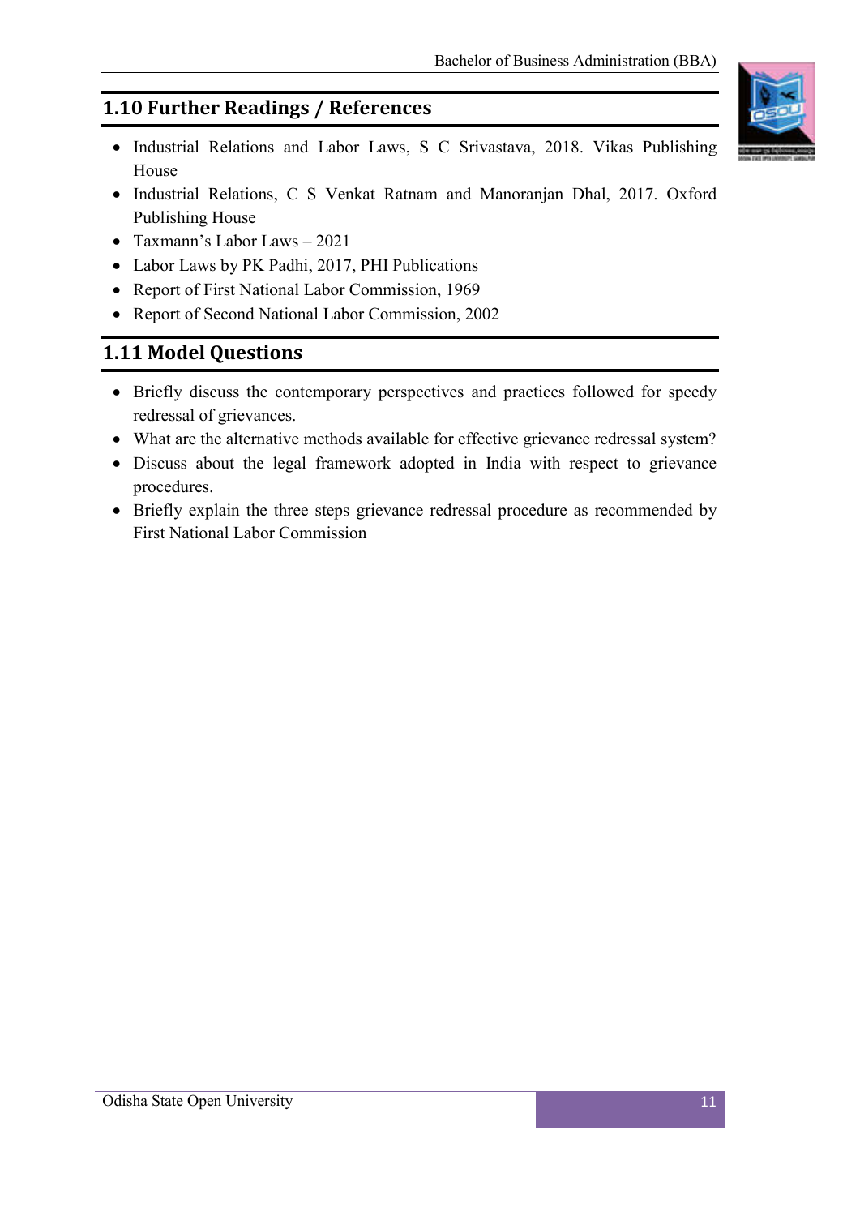## 1.10 Further Readings / References

- Industrial Relations and Labor Laws, S C Srivastava, 2018. Vikas Publishing House
- Industrial Relations, C S Venkat Ratnam and Manoranjan Dhal, 2017. Oxford Publishing House
- Taxmann's Labor Laws – 2021
- Labor Laws by PK Padhi, 2017, PHI Publications
- Report of First National Labor Commission, 1969
- Report of Second National Labor Commission, 2002

## 1.11 Model Questions

- Briefly discuss the contemporary perspectives and practices followed for speedy redressal of grievances.
- What are the alternative methods available for effective grievance redressal system?
- Discuss about the legal framework adopted in India with respect to grievance procedures.
- Briefly explain the three steps grievance redressal procedure as recommended by First National Labor Commission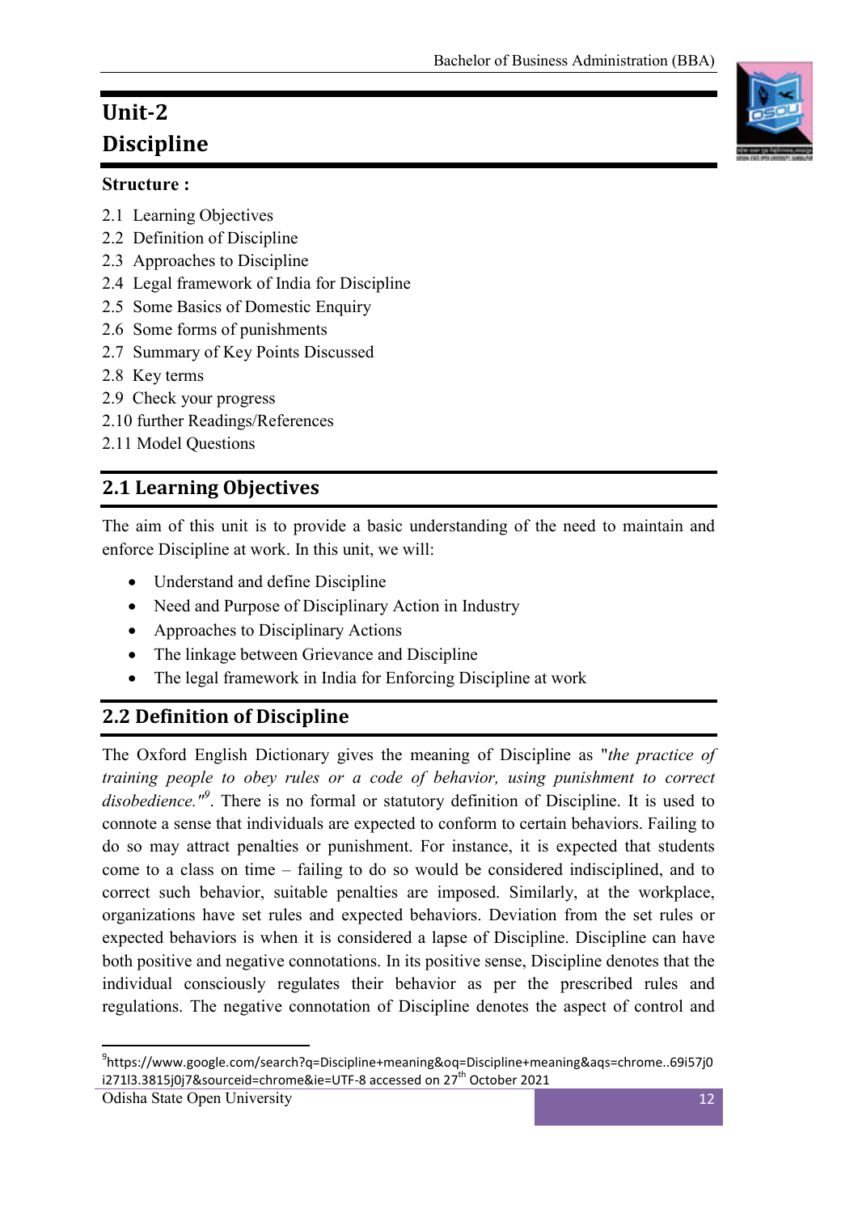# Unit-2
# Discipline

**Structure :**

2.1 Learning Objectives
2.2 Definition of Discipline
2.3 Approaches to Discipline
2.4 Legal framework of India for Discipline
2.5 Some Basics of Domestic Enquiry
2.6 Some forms of punishments
2.7 Summary of Key Points Discussed
2.8 Key terms
2.9 Check your progress
2.10 further Readings/References
2.11 Model Questions

## 2.1 Learning Objectives

The aim of this unit is to provide a basic understanding of the need to maintain and enforce Discipline at work. In this unit, we will:

- Understand and define Discipline
- Need and Purpose of Disciplinary Action in Industry
- Approaches to Disciplinary Actions
- The linkage between Grievance and Discipline
- The legal framework in India for Enforcing Discipline at work

## 2.2 Definition of Discipline

The Oxford English Dictionary gives the meaning of Discipline as "*the practice of training people to obey rules or a code of behavior, using punishment to correct disobedience.*"[9]. There is no formal or statutory definition of Discipline. It is used to connote a sense that individuals are expected to conform to certain behaviors. Failing to do so may attract penalties or punishment. For instance, it is expected that students come to a class on time – failing to do so would be considered indisciplined, and to correct such behavior, suitable penalties are imposed. Similarly, at the workplace, organizations have set rules and expected behaviors. Deviation from the set rules or expected behaviors is when it is considered a lapse of Discipline. Discipline can have both positive and negative connotations. In its positive sense, Discipline denotes that the individual consciously regulates their behavior as per the prescribed rules and regulations. The negative connotation of Discipline denotes the aspect of control and

---

[9]https://www.google.com/search?q=Discipline+meaning&oq=Discipline+meaning&aqs=chrome..69i57j0i271l3.3815j0j7&sourceid=chrome&ie=UTF-8 accessed on 27th October 2021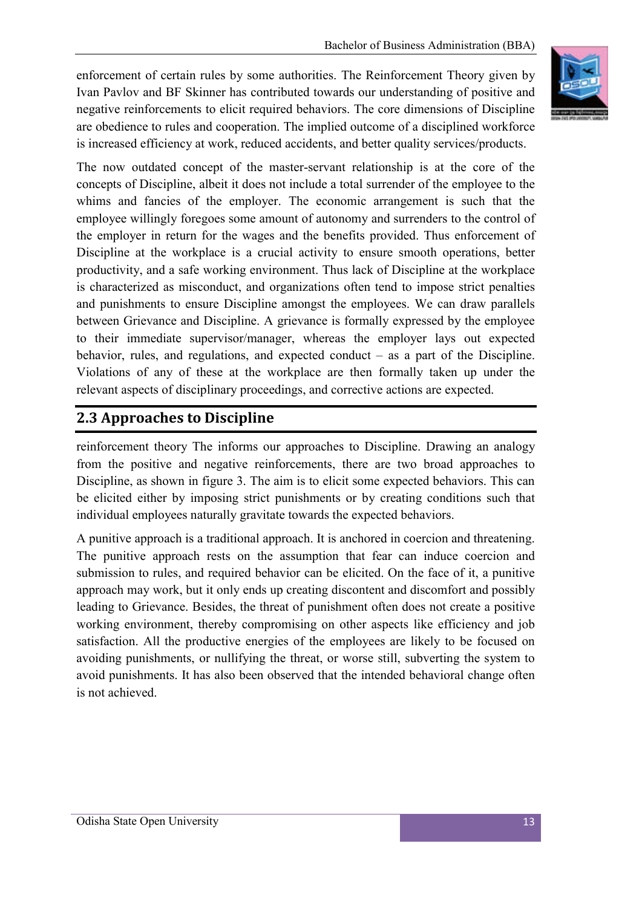enforcement of certain rules by some authorities. The Reinforcement Theory given by Ivan Pavlov and BF Skinner has contributed towards our understanding of positive and negative reinforcements to elicit required behaviors. The core dimensions of Discipline are obedience to rules and cooperation. The implied outcome of a disciplined workforce is increased efficiency at work, reduced accidents, and better quality services/products.

The now outdated concept of the master-servant relationship is at the core of the concepts of Discipline, albeit it does not include a total surrender of the employee to the whims and fancies of the employer. The economic arrangement is such that the employee willingly foregoes some amount of autonomy and surrenders to the control of the employer in return for the wages and the benefits provided. Thus enforcement of Discipline at the workplace is a crucial activity to ensure smooth operations, better productivity, and a safe working environment. Thus lack of Discipline at the workplace is characterized as misconduct, and organizations often tend to impose strict penalties and punishments to ensure Discipline amongst the employees. We can draw parallels between Grievance and Discipline. A grievance is formally expressed by the employee to their immediate supervisor/manager, whereas the employer lays out expected behavior, rules, and regulations, and expected conduct – as a part of the Discipline. Violations of any of these at the workplace are then formally taken up under the relevant aspects of disciplinary proceedings, and corrective actions are expected.

## 2.3 Approaches to Discipline

reinforcement theory The informs our approaches to Discipline. Drawing an analogy from the positive and negative reinforcements, there are two broad approaches to Discipline, as shown in figure 3. The aim is to elicit some expected behaviors. This can be elicited either by imposing strict punishments or by creating conditions such that individual employees naturally gravitate towards the expected behaviors.

A punitive approach is a traditional approach. It is anchored in coercion and threatening. The punitive approach rests on the assumption that fear can induce coercion and submission to rules, and required behavior can be elicited. On the face of it, a punitive approach may work, but it only ends up creating discontent and discomfort and possibly leading to Grievance. Besides, the threat of punishment often does not create a positive working environment, thereby compromising on other aspects like efficiency and job satisfaction. All the productive energies of the employees are likely to be focused on avoiding punishments, or nullifying the threat, or worse still, subverting the system to avoid punishments. It has also been observed that the intended behavioral change often is not achieved.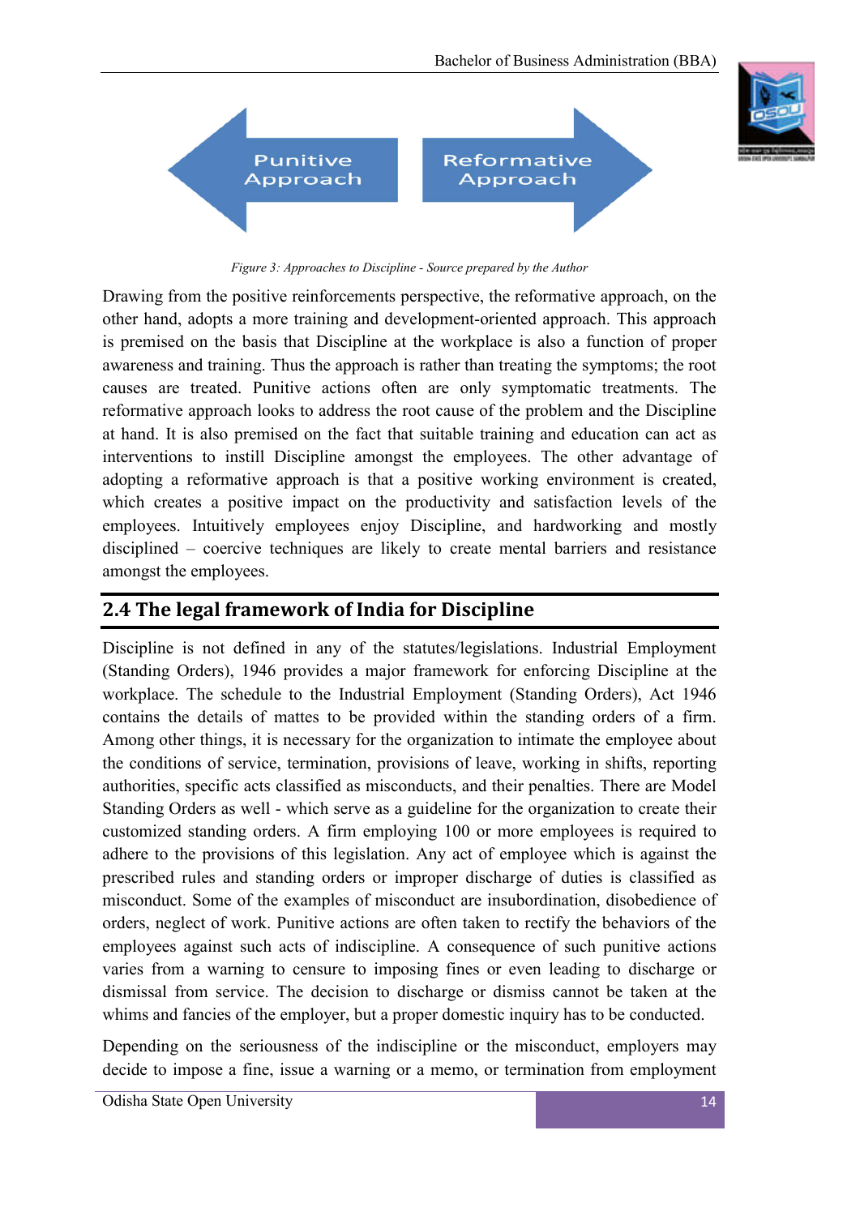Punitive Approach

Reformative Approach

*Figure 3: Approaches to Discipline - Source prepared by the Author*

Drawing from the positive reinforcements perspective, the reformative approach, on the other hand, adopts a more training and development-oriented approach. This approach is premised on the basis that Discipline at the workplace is also a function of proper awareness and training. Thus the approach is rather than treating the symptoms; the root causes are treated. Punitive actions often are only symptomatic treatments. The reformative approach looks to address the root cause of the problem and the Discipline at hand. It is also premised on the fact that suitable training and education can act as interventions to instill Discipline amongst the employees. The other advantage of adopting a reformative approach is that a positive working environment is created, which creates a positive impact on the productivity and satisfaction levels of the employees. Intuitively employees enjoy Discipline, and hardworking and mostly disciplined – coercive techniques are likely to create mental barriers and resistance amongst the employees.

## 2.4 The legal framework of India for Discipline

Discipline is not defined in any of the statutes/legislations. Industrial Employment (Standing Orders), 1946 provides a major framework for enforcing Discipline at the workplace. The schedule to the Industrial Employment (Standing Orders), Act 1946 contains the details of mattes to be provided within the standing orders of a firm. Among other things, it is necessary for the organization to intimate the employee about the conditions of service, termination, provisions of leave, working in shifts, reporting authorities, specific acts classified as misconducts, and their penalties. There are Model Standing Orders as well - which serve as a guideline for the organization to create their customized standing orders. A firm employing 100 or more employees is required to adhere to the provisions of this legislation. Any act of employee which is against the prescribed rules and standing orders or improper discharge of duties is classified as misconduct. Some of the examples of misconduct are insubordination, disobedience of orders, neglect of work. Punitive actions are often taken to rectify the behaviors of the employees against such acts of indiscipline. A consequence of such punitive actions varies from a warning to censure to imposing fines or even leading to discharge or dismissal from service. The decision to discharge or dismiss cannot be taken at the whims and fancies of the employer, but a proper domestic inquiry has to be conducted.

Depending on the seriousness of the indiscipline or the misconduct, employers may decide to impose a fine, issue a warning or a memo, or termination from employment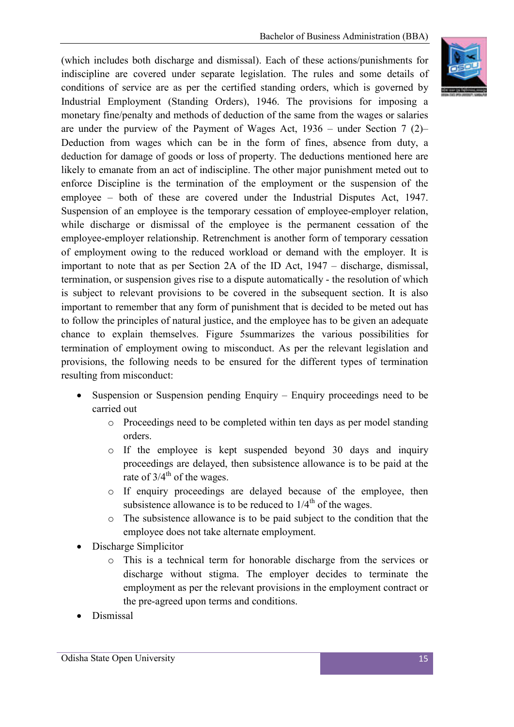(which includes both discharge and dismissal). Each of these actions/punishments for indiscipline are covered under separate legislation. The rules and some details of conditions of service are as per the certified standing orders, which is governed by Industrial Employment (Standing Orders), 1946. The provisions for imposing a monetary fine/penalty and methods of deduction of the same from the wages or salaries are under the purview of the Payment of Wages Act, 1936 – under Section 7 (2)– Deduction from wages which can be in the form of fines, absence from duty, a deduction for damage of goods or loss of property. The deductions mentioned here are likely to emanate from an act of indiscipline. The other major punishment meted out to enforce Discipline is the termination of the employment or the suspension of the employee – both of these are covered under the Industrial Disputes Act, 1947. Suspension of an employee is the temporary cessation of employee-employer relation, while discharge or dismissal of the employee is the permanent cessation of the employee-employer relationship. Retrenchment is another form of temporary cessation of employment owing to the reduced workload or demand with the employer. It is important to note that as per Section 2A of the ID Act, 1947 – discharge, dismissal, termination, or suspension gives rise to a dispute automatically - the resolution of which is subject to relevant provisions to be covered in the subsequent section. It is also important to remember that any form of punishment that is decided to be meted out has to follow the principles of natural justice, and the employee has to be given an adequate chance to explain themselves. Figure 5summarizes the various possibilities for termination of employment owing to misconduct. As per the relevant legislation and provisions, the following needs to be ensured for the different types of termination resulting from misconduct:

- Suspension or Suspension pending Enquiry – Enquiry proceedings need to be carried out
    - Proceedings need to be completed within ten days as per model standing orders.
    - If the employee is kept suspended beyond 30 days and inquiry proceedings are delayed, then subsistence allowance is to be paid at the rate of 3/4th of the wages.
    - If enquiry proceedings are delayed because of the employee, then subsistence allowance is to be reduced to 1/4th of the wages.
    - The subsistence allowance is to be paid subject to the condition that the employee does not take alternate employment.
- Discharge Simplicitor
    - This is a technical term for honorable discharge from the services or discharge without stigma. The employer decides to terminate the employment as per the relevant provisions in the employment contract or the pre-agreed upon terms and conditions.
- Dismissal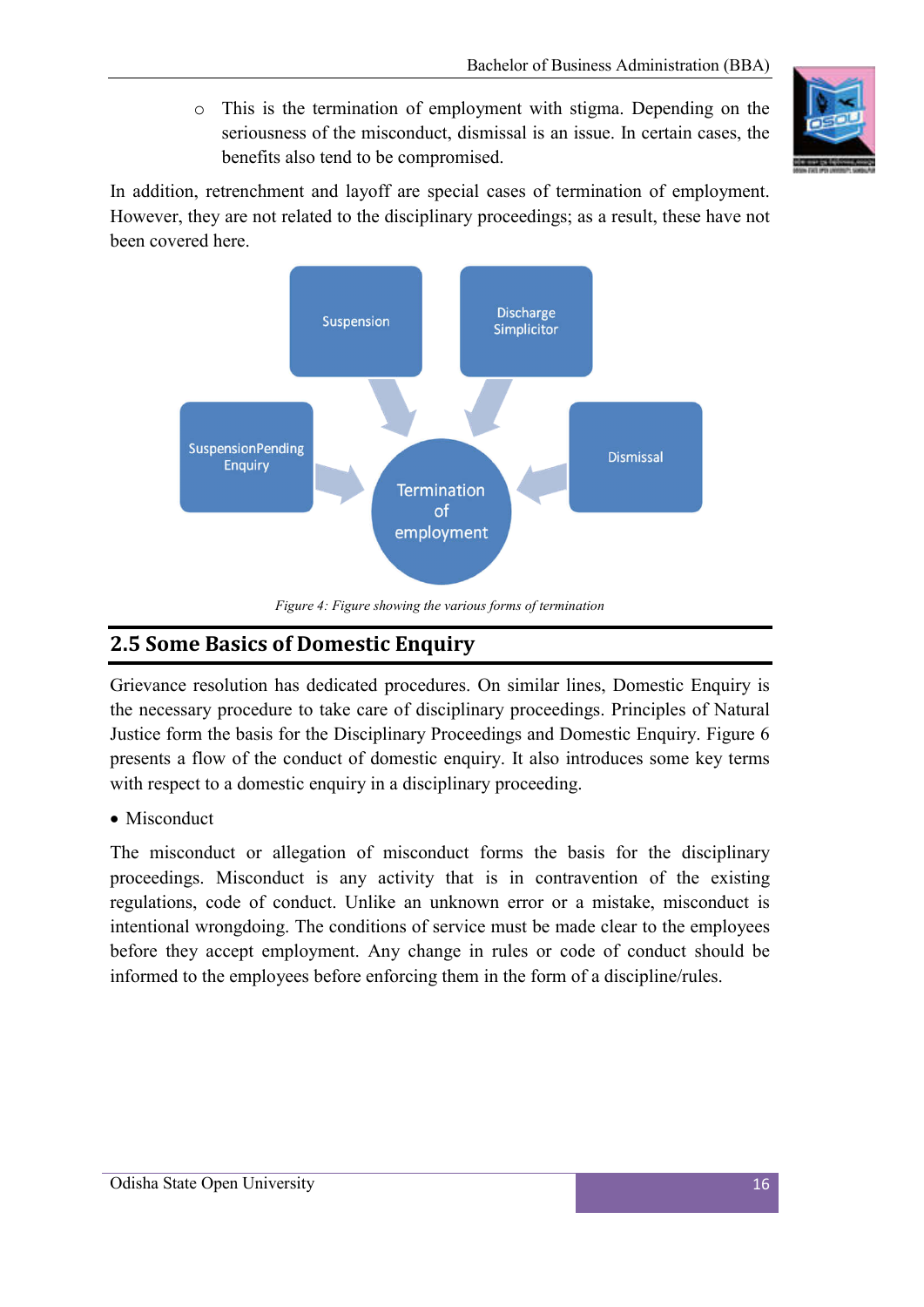- This is the termination of employment with stigma. Depending on the seriousness of the misconduct, dismissal is an issue. In certain cases, the benefits also tend to be compromised.

In addition, retrenchment and layoff are special cases of termination of employment. However, they are not related to the disciplinary proceedings; as a result, these have not been covered here.

Suspension

Discharge Simplicitor

SuspensionPending Enquiry

Termination of employment

Dismissal

*Figure 4: Figure showing the various forms of termination*

## 2.5 Some Basics of Domestic Enquiry

Grievance resolution has dedicated procedures. On similar lines, Domestic Enquiry is the necessary procedure to take care of disciplinary proceedings. Principles of Natural Justice form the basis for the Disciplinary Proceedings and Domestic Enquiry. Figure 6 presents a flow of the conduct of domestic enquiry. It also introduces some key terms with respect to a domestic enquiry in a disciplinary proceeding.

- Misconduct

The misconduct or allegation of misconduct forms the basis for the disciplinary proceedings. Misconduct is any activity that is in contravention of the existing regulations, code of conduct. Unlike an unknown error or a mistake, misconduct is intentional wrongdoing. The conditions of service must be made clear to the employees before they accept employment. Any change in rules or code of conduct should be informed to the employees before enforcing them in the form of a discipline/rules.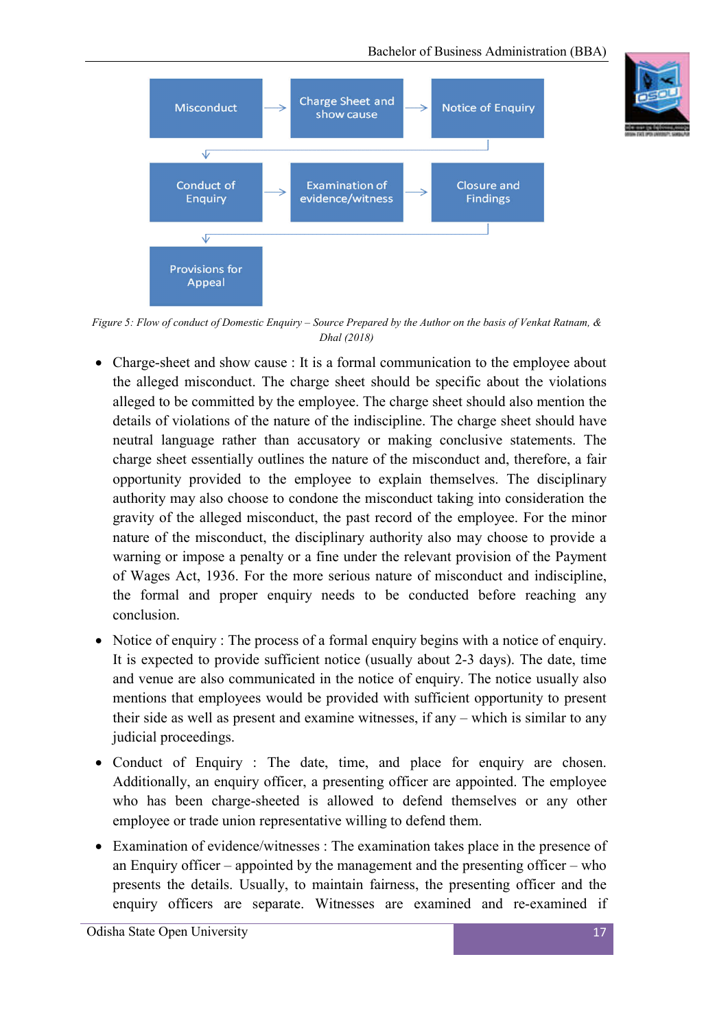Misconduct → Charge Sheet and show cause → Notice of Enquiry → Conduct of Enquiry → Examination of evidence/witness → Closure and Findings → Provisions for Appeal

*Figure 5: Flow of conduct of Domestic Enquiry – Source Prepared by the Author on the basis of Venkat Ratnam, & Dhal (2018)*

- Charge-sheet and show cause : It is a formal communication to the employee about the alleged misconduct. The charge sheet should be specific about the violations alleged to be committed by the employee. The charge sheet should also mention the details of violations of the nature of the indiscipline. The charge sheet should have neutral language rather than accusatory or making conclusive statements. The charge sheet essentially outlines the nature of the misconduct and, therefore, a fair opportunity provided to the employee to explain themselves. The disciplinary authority may also choose to condone the misconduct taking into consideration the gravity of the alleged misconduct, the past record of the employee. For the minor nature of the misconduct, the disciplinary authority also may choose to provide a warning or impose a penalty or a fine under the relevant provision of the Payment of Wages Act, 1936. For the more serious nature of misconduct and indiscipline, the formal and proper enquiry needs to be conducted before reaching any conclusion.
- Notice of enquiry : The process of a formal enquiry begins with a notice of enquiry. It is expected to provide sufficient notice (usually about 2-3 days). The date, time and venue are also communicated in the notice of enquiry. The notice usually also mentions that employees would be provided with sufficient opportunity to present their side as well as present and examine witnesses, if any – which is similar to any judicial proceedings.
- Conduct of Enquiry : The date, time, and place for enquiry are chosen. Additionally, an enquiry officer, a presenting officer are appointed. The employee who has been charge-sheeted is allowed to defend themselves or any other employee or trade union representative willing to defend them.
- Examination of evidence/witnesses : The examination takes place in the presence of an Enquiry officer – appointed by the management and the presenting officer – who presents the details. Usually, to maintain fairness, the presenting officer and the enquiry officers are separate. Witnesses are examined and re-examined if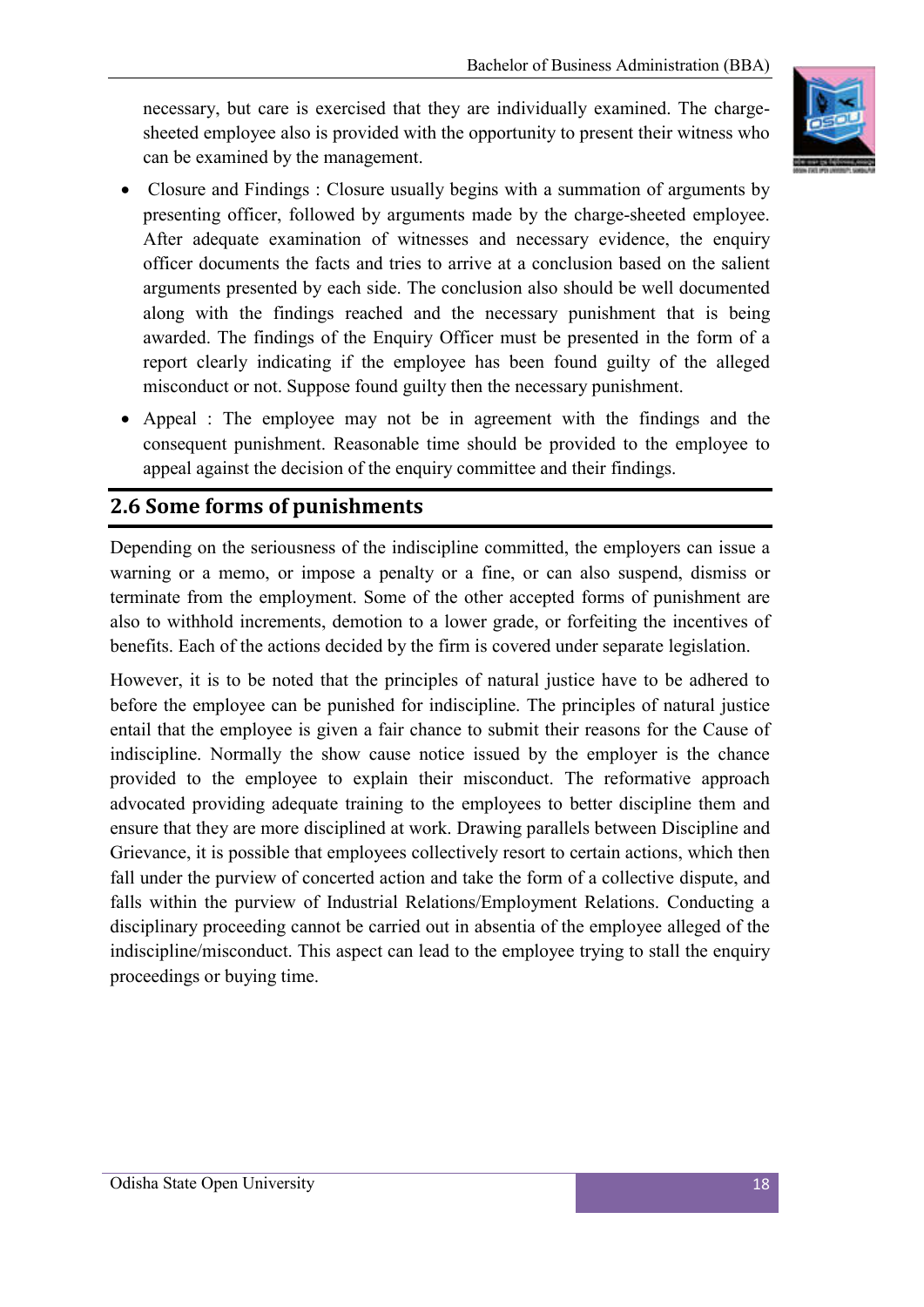necessary, but care is exercised that they are individually examined. The charge-sheeted employee also is provided with the opportunity to present their witness who can be examined by the management.

- Closure and Findings : Closure usually begins with a summation of arguments by presenting officer, followed by arguments made by the charge-sheeted employee. After adequate examination of witnesses and necessary evidence, the enquiry officer documents the facts and tries to arrive at a conclusion based on the salient arguments presented by each side. The conclusion also should be well documented along with the findings reached and the necessary punishment that is being awarded. The findings of the Enquiry Officer must be presented in the form of a report clearly indicating if the employee has been found guilty of the alleged misconduct or not. Suppose found guilty then the necessary punishment.
- Appeal : The employee may not be in agreement with the findings and the consequent punishment. Reasonable time should be provided to the employee to appeal against the decision of the enquiry committee and their findings.

## 2.6 Some forms of punishments

Depending on the seriousness of the indiscipline committed, the employers can issue a warning or a memo, or impose a penalty or a fine, or can also suspend, dismiss or terminate from the employment. Some of the other accepted forms of punishment are also to withhold increments, demotion to a lower grade, or forfeiting the incentives of benefits. Each of the actions decided by the firm is covered under separate legislation.

However, it is to be noted that the principles of natural justice have to be adhered to before the employee can be punished for indiscipline. The principles of natural justice entail that the employee is given a fair chance to submit their reasons for the Cause of indiscipline. Normally the show cause notice issued by the employer is the chance provided to the employee to explain their misconduct. The reformative approach advocated providing adequate training to the employees to better discipline them and ensure that they are more disciplined at work. Drawing parallels between Discipline and Grievance, it is possible that employees collectively resort to certain actions, which then fall under the purview of concerted action and take the form of a collective dispute, and falls within the purview of Industrial Relations/Employment Relations. Conducting a disciplinary proceeding cannot be carried out in absentia of the employee alleged of the indiscipline/misconduct. This aspect can lead to the employee trying to stall the enquiry proceedings or buying time.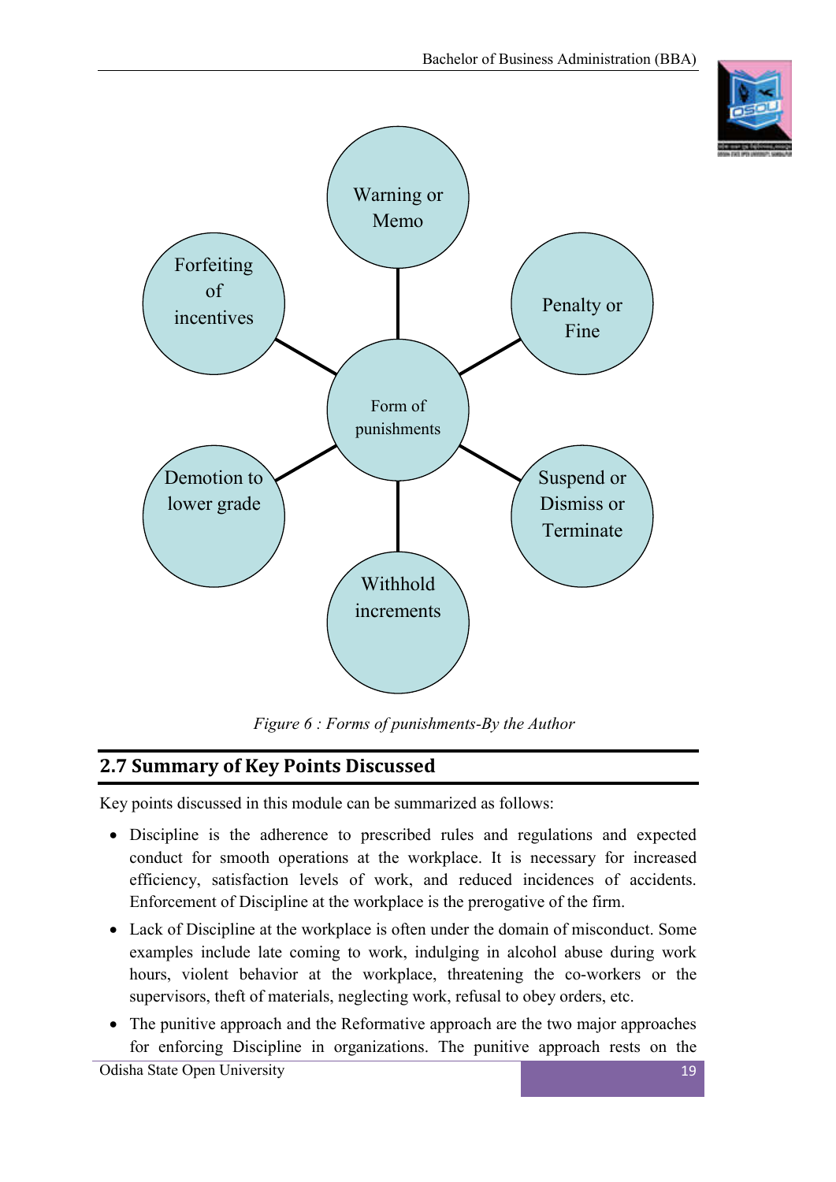Form of punishments

- Warning or Memo
- Penalty or Fine
- Suspend or Dismiss or Terminate
- Withhold increments
- Demotion to lower grade
- Forfeiting of incentives

*Figure 6 : Forms of punishments-By the Author*

## 2.7 Summary of Key Points Discussed

Key points discussed in this module can be summarized as follows:

- Discipline is the adherence to prescribed rules and regulations and expected conduct for smooth operations at the workplace. It is necessary for increased efficiency, satisfaction levels of work, and reduced incidences of accidents. Enforcement of Discipline at the workplace is the prerogative of the firm.
- Lack of Discipline at the workplace is often under the domain of misconduct. Some examples include late coming to work, indulging in alcohol abuse during work hours, violent behavior at the workplace, threatening the co-workers or the supervisors, theft of materials, neglecting work, refusal to obey orders, etc.
- The punitive approach and the Reformative approach are the two major approaches for enforcing Discipline in organizations. The punitive approach rests on the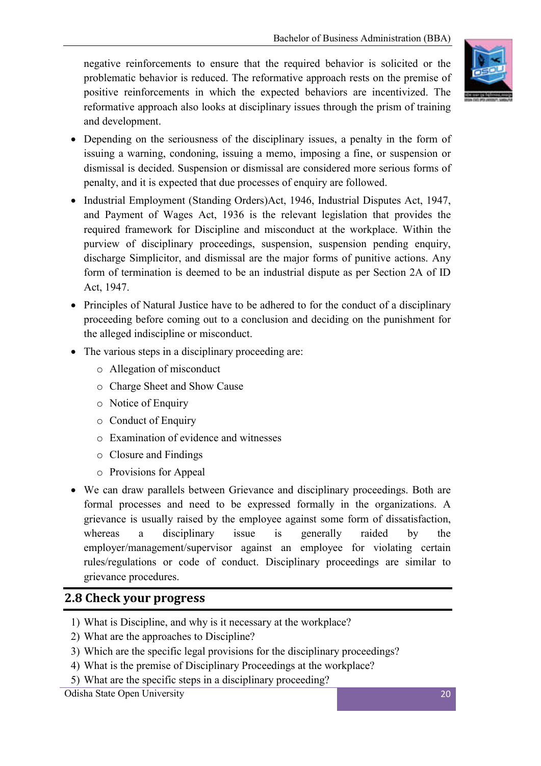negative reinforcements to ensure that the required behavior is solicited or the problematic behavior is reduced. The reformative approach rests on the premise of positive reinforcements in which the expected behaviors are incentivized. The reformative approach also looks at disciplinary issues through the prism of training and development.

- Depending on the seriousness of the disciplinary issues, a penalty in the form of issuing a warning, condoning, issuing a memo, imposing a fine, or suspension or dismissal is decided. Suspension or dismissal are considered more serious forms of penalty, and it is expected that due processes of enquiry are followed.
- Industrial Employment (Standing Orders)Act, 1946, Industrial Disputes Act, 1947, and Payment of Wages Act, 1936 is the relevant legislation that provides the required framework for Discipline and misconduct at the workplace. Within the purview of disciplinary proceedings, suspension, suspension pending enquiry, discharge Simplicitor, and dismissal are the major forms of punitive actions. Any form of termination is deemed to be an industrial dispute as per Section 2A of ID Act, 1947.
- Principles of Natural Justice have to be adhered to for the conduct of a disciplinary proceeding before coming out to a conclusion and deciding on the punishment for the alleged indiscipline or misconduct.
- The various steps in a disciplinary proceeding are:
  - Allegation of misconduct
  - Charge Sheet and Show Cause
  - Notice of Enquiry
  - Conduct of Enquiry
  - Examination of evidence and witnesses
  - Closure and Findings
  - Provisions for Appeal
- We can draw parallels between Grievance and disciplinary proceedings. Both are formal processes and need to be expressed formally in the organizations. A grievance is usually raised by the employee against some form of dissatisfaction, whereas a disciplinary issue is generally raided by the employer/management/supervisor against an employee for violating certain rules/regulations or code of conduct. Disciplinary proceedings are similar to grievance procedures.

## 2.8 Check your progress

1) What is Discipline, and why is it necessary at the workplace?
2) What are the approaches to Discipline?
3) Which are the specific legal provisions for the disciplinary proceedings?
4) What is the premise of Disciplinary Proceedings at the workplace?
5) What are the specific steps in a disciplinary proceeding?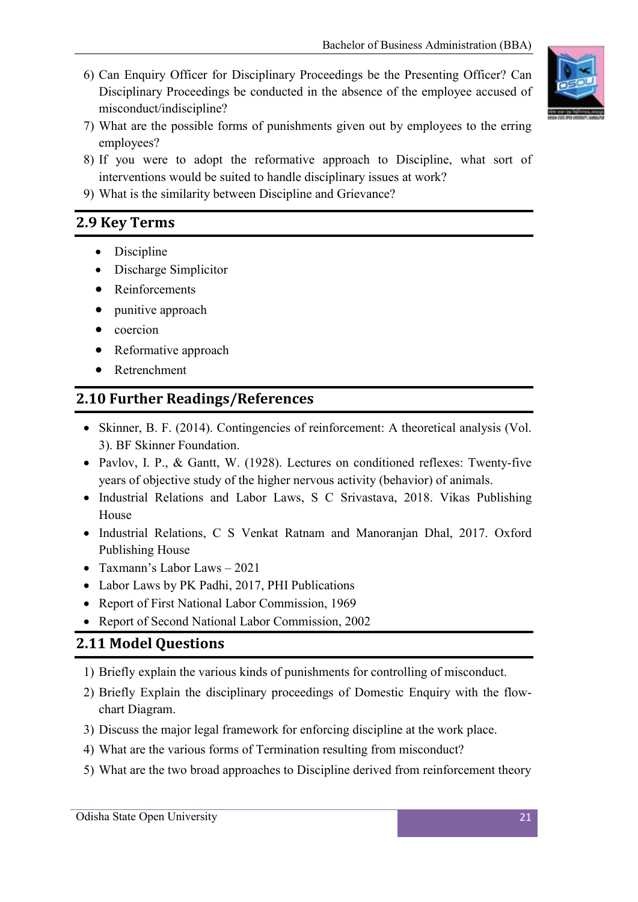6) Can Enquiry Officer for Disciplinary Proceedings be the Presenting Officer? Can Disciplinary Proceedings be conducted in the absence of the employee accused of misconduct/indiscipline?
7) What are the possible forms of punishments given out by employees to the erring employees?
8) If you were to adopt the reformative approach to Discipline, what sort of interventions would be suited to handle disciplinary issues at work?
9) What is the similarity between Discipline and Grievance?

## 2.9 Key Terms

- Discipline
- Discharge Simplicitor
- Reinforcements
- punitive approach
- coercion
- Reformative approach
- Retrenchment

## 2.10 Further Readings/References

- Skinner, B. F. (2014). Contingencies of reinforcement: A theoretical analysis (Vol. 3). BF Skinner Foundation.
- Pavlov, I. P., & Gantt, W. (1928). Lectures on conditioned reflexes: Twenty-five years of objective study of the higher nervous activity (behavior) of animals.
- Industrial Relations and Labor Laws, S C Srivastava, 2018. Vikas Publishing House
- Industrial Relations, C S Venkat Ratnam and Manoranjan Dhal, 2017. Oxford Publishing House
- Taxmann's Labor Laws – 2021
- Labor Laws by PK Padhi, 2017, PHI Publications
- Report of First National Labor Commission, 1969
- Report of Second National Labor Commission, 2002

## 2.11 Model Questions

1) Briefly explain the various kinds of punishments for controlling of misconduct.
2) Briefly Explain the disciplinary proceedings of Domestic Enquiry with the flow-chart Diagram.
3) Discuss the major legal framework for enforcing discipline at the work place.
4) What are the various forms of Termination resulting from misconduct?
5) What are the two broad approaches to Discipline derived from reinforcement theory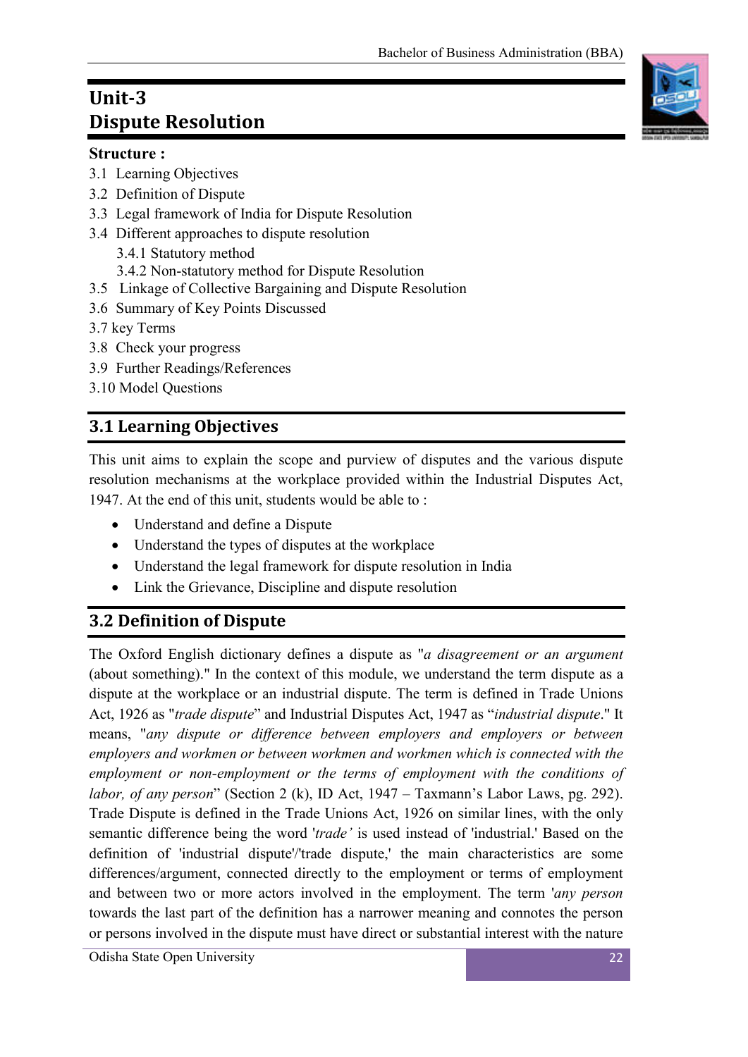# Unit-3
# Dispute Resolution

**Structure :**

3.1 Learning Objectives
3.2 Definition of Dispute
3.3 Legal framework of India for Dispute Resolution
3.4 Different approaches to dispute resolution
  3.4.1 Statutory method
  3.4.2 Non-statutory method for Dispute Resolution
3.5 Linkage of Collective Bargaining and Dispute Resolution
3.6 Summary of Key Points Discussed
3.7 key Terms
3.8 Check your progress
3.9 Further Readings/References
3.10 Model Questions

## 3.1 Learning Objectives

This unit aims to explain the scope and purview of disputes and the various dispute resolution mechanisms at the workplace provided within the Industrial Disputes Act, 1947. At the end of this unit, students would be able to :

- Understand and define a Dispute
- Understand the types of disputes at the workplace
- Understand the legal framework for dispute resolution in India
- Link the Grievance, Discipline and dispute resolution

## 3.2 Definition of Dispute

The Oxford English dictionary defines a dispute as "*a disagreement or an argument* (about something)." In the context of this module, we understand the term dispute as a dispute at the workplace or an industrial dispute. The term is defined in Trade Unions Act, 1926 as "*trade dispute*" and Industrial Disputes Act, 1947 as "*industrial dispute*." It means, "*any dispute or difference between employers and employers or between employers and workmen or between workmen and workmen which is connected with the employment or non-employment or the terms of employment with the conditions of labor, of any person*" (Section 2 (k), ID Act, 1947 – Taxmann's Labor Laws, pg. 292). Trade Dispute is defined in the Trade Unions Act, 1926 on similar lines, with the only semantic difference being the word '*trade'* is used instead of 'industrial.' Based on the definition of 'industrial dispute'/'trade dispute,' the main characteristics are some differences/argument, connected directly to the employment or terms of employment and between two or more actors involved in the employment. The term '*any person* towards the last part of the definition has a narrower meaning and connotes the person or persons involved in the dispute must have direct or substantial interest with the nature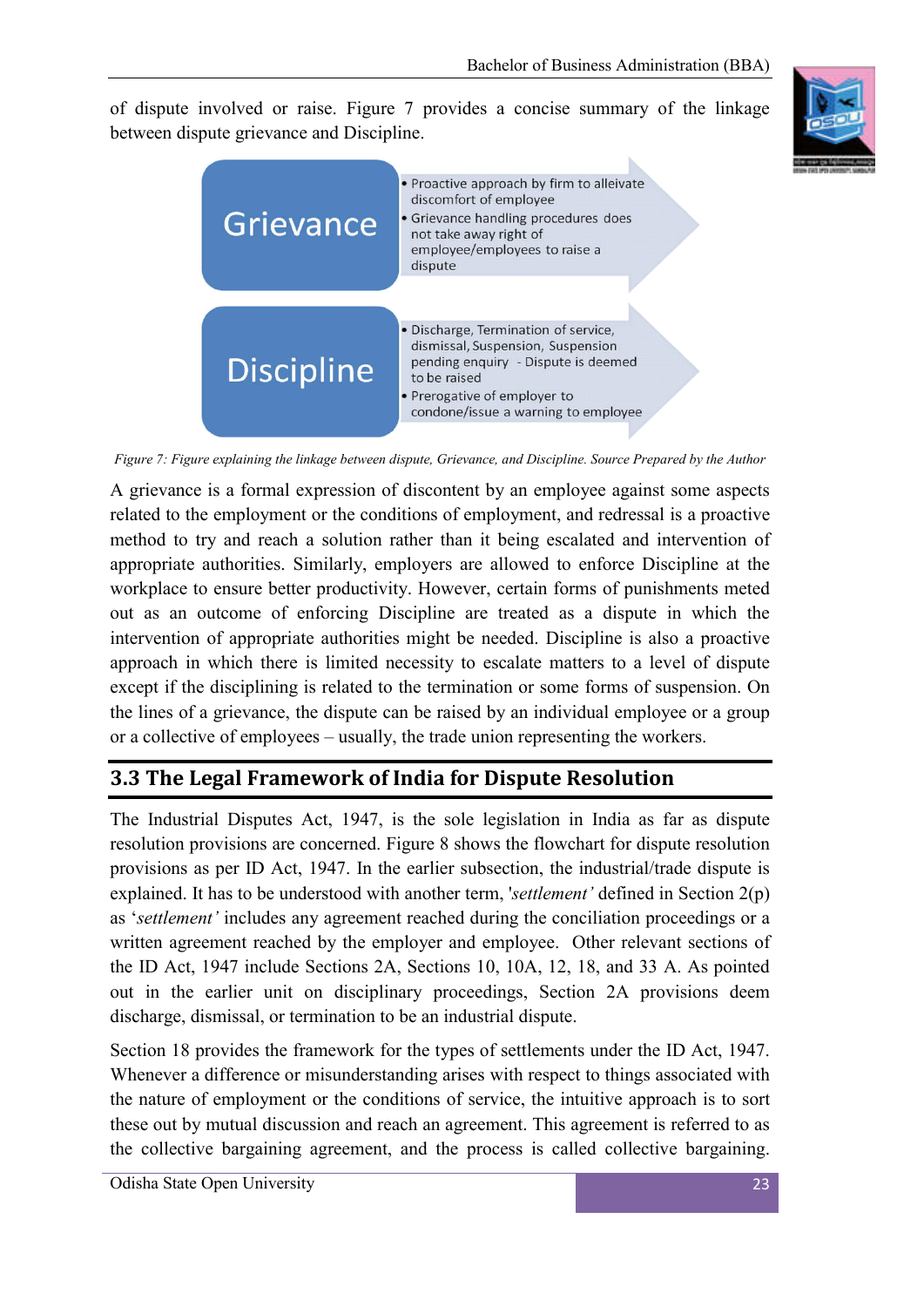of dispute involved or raise. Figure 7 provides a concise summary of the linkage between dispute grievance and Discipline.

**Grievance**
- Proactive approach by firm to alleviate discomfort of employee
- Grievance handling procedures does not take away right of employee/employees to raise a dispute

**Discipline**
- Discharge, Termination of service, dismissal, Suspension, Suspension pending enquiry - Dispute is deemed to be raised
- Prerogative of employer to condone/issue a warning to employee

*Figure 7: Figure explaining the linkage between dispute, Grievance, and Discipline. Source Prepared by the Author*

A grievance is a formal expression of discontent by an employee against some aspects related to the employment or the conditions of employment, and redressal is a proactive method to try and reach a solution rather than it being escalated and intervention of appropriate authorities. Similarly, employers are allowed to enforce Discipline at the workplace to ensure better productivity. However, certain forms of punishments meted out as an outcome of enforcing Discipline are treated as a dispute in which the intervention of appropriate authorities might be needed. Discipline is also a proactive approach in which there is limited necessity to escalate matters to a level of dispute except if the disciplining is related to the termination or some forms of suspension. On the lines of a grievance, the dispute can be raised by an individual employee or a group or a collective of employees – usually, the trade union representing the workers.

## 3.3 The Legal Framework of India for Dispute Resolution

The Industrial Disputes Act, 1947, is the sole legislation in India as far as dispute resolution provisions are concerned. Figure 8 shows the flowchart for dispute resolution provisions as per ID Act, 1947. In the earlier subsection, the industrial/trade dispute is explained. It has to be understood with another term, '*settlement*' defined in Section 2(p) as '*settlement*' includes any agreement reached during the conciliation proceedings or a written agreement reached by the employer and employee. Other relevant sections of the ID Act, 1947 include Sections 2A, Sections 10, 10A, 12, 18, and 33 A. As pointed out in the earlier unit on disciplinary proceedings, Section 2A provisions deem discharge, dismissal, or termination to be an industrial dispute.

Section 18 provides the framework for the types of settlements under the ID Act, 1947. Whenever a difference or misunderstanding arises with respect to things associated with the nature of employment or the conditions of service, the intuitive approach is to sort these out by mutual discussion and reach an agreement. This agreement is referred to as the collective bargaining agreement, and the process is called collective bargaining.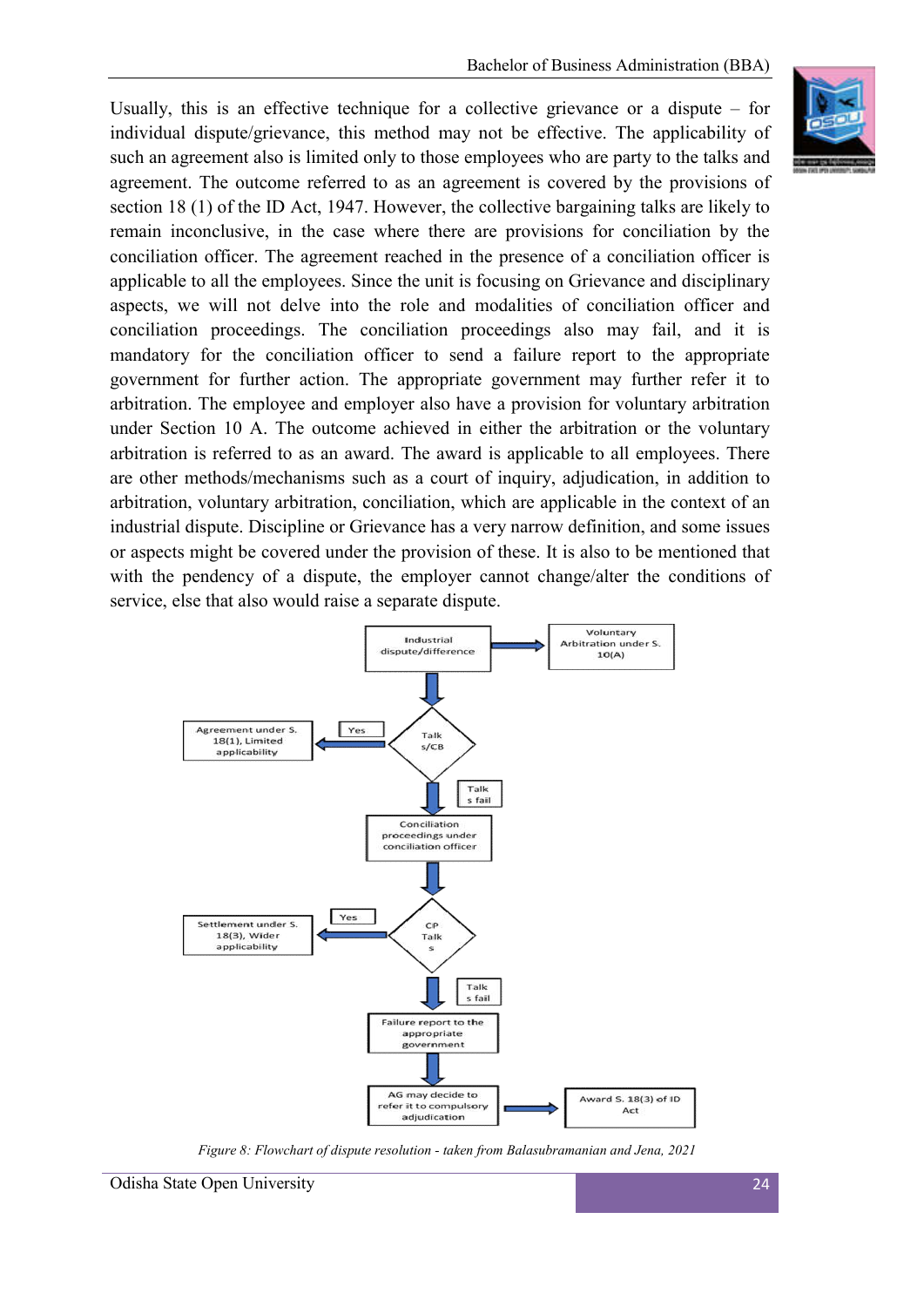Usually, this is an effective technique for a collective grievance or a dispute – for individual dispute/grievance, this method may not be effective. The applicability of such an agreement also is limited only to those employees who are party to the talks and agreement. The outcome referred to as an agreement is covered by the provisions of section 18 (1) of the ID Act, 1947. However, the collective bargaining talks are likely to remain inconclusive, in the case where there are provisions for conciliation by the conciliation officer. The agreement reached in the presence of a conciliation officer is applicable to all the employees. Since the unit is focusing on Grievance and disciplinary aspects, we will not delve into the role and modalities of conciliation officer and conciliation proceedings. The conciliation proceedings also may fail, and it is mandatory for the conciliation officer to send a failure report to the appropriate government for further action. The appropriate government may further refer it to arbitration. The employee and employer also have a provision for voluntary arbitration under Section 10 A. The outcome achieved in either the arbitration or the voluntary arbitration is referred to as an award. The award is applicable to all employees. There are other methods/mechanisms such as a court of inquiry, adjudication, in addition to arbitration, voluntary arbitration, conciliation, which are applicable in the context of an industrial dispute. Discipline or Grievance has a very narrow definition, and some issues or aspects might be covered under the provision of these. It is also to be mentioned that with the pendency of a dispute, the employer cannot change/alter the conditions of service, else that also would raise a separate dispute.

- Industrial dispute/difference → Voluntary Arbitration under S. 10(A)
- Industrial dispute/difference ↓ Talks/CB
  - Yes → Agreement under S. 18(1), Limited applicability
  - Talks fail ↓ Conciliation proceedings under conciliation officer
- Conciliation proceedings ↓ CP Talks
  - Yes → Settlement under S. 18(3), Wider applicability
  - Talks fail ↓ Failure report to the appropriate government
- Failure report ↓ AG may decide to refer it to compulsory adjudication → Award S. 18(3) of ID Act

*Figure 8: Flowchart of dispute resolution - taken from Balasubramanian and Jena, 2021*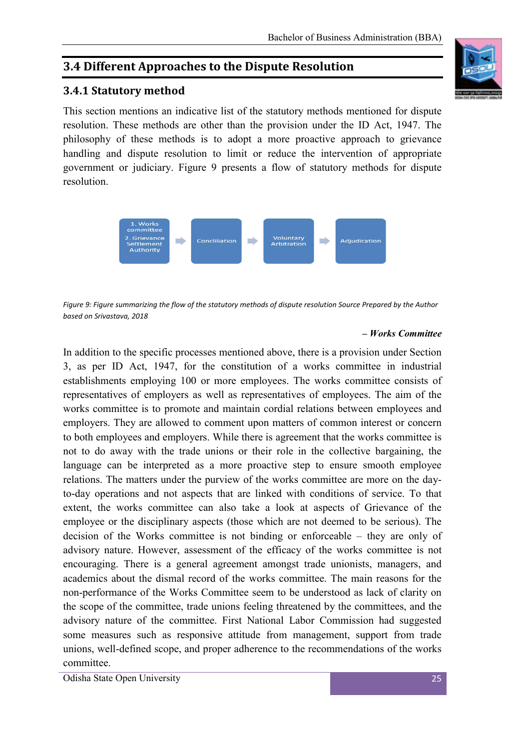## 3.4 Different Approaches to the Dispute Resolution

### 3.4.1 Statutory method

This section mentions an indicative list of the statutory methods mentioned for dispute resolution. These methods are other than the provision under the ID Act, 1947. The philosophy of these methods is to adopt a more proactive approach to grievance handling and dispute resolution to limit or reduce the intervention of appropriate government or judiciary. Figure 9 presents a flow of statutory methods for dispute resolution.

1. Works committee
2. Grievance Settlement Authority

→ Conciliation → Voluntary Arbitration → Adjudication

*Figure 9: Figure summarizing the flow of the statutory methods of dispute resolution Source Prepared by the Author based on Srivastava, 2018*

***– Works Committee***

In addition to the specific processes mentioned above, there is a provision under Section 3, as per ID Act, 1947, for the constitution of a works committee in industrial establishments employing 100 or more employees. The works committee consists of representatives of employers as well as representatives of employees. The aim of the works committee is to promote and maintain cordial relations between employees and employers. They are allowed to comment upon matters of common interest or concern to both employees and employers. While there is agreement that the works committee is not to do away with the trade unions or their role in the collective bargaining, the language can be interpreted as a more proactive step to ensure smooth employee relations. The matters under the purview of the works committee are more on the day-to-day operations and not aspects that are linked with conditions of service. To that extent, the works committee can also take a look at aspects of Grievance of the employee or the disciplinary aspects (those which are not deemed to be serious). The decision of the Works committee is not binding or enforceable – they are only of advisory nature. However, assessment of the efficacy of the works committee is not encouraging. There is a general agreement amongst trade unionists, managers, and academics about the dismal record of the works committee. The main reasons for the non-performance of the Works Committee seem to be understood as lack of clarity on the scope of the committee, trade unions feeling threatened by the committees, and the advisory nature of the committee. First National Labor Commission had suggested some measures such as responsive attitude from management, support from trade unions, well-defined scope, and proper adherence to the recommendations of the works committee.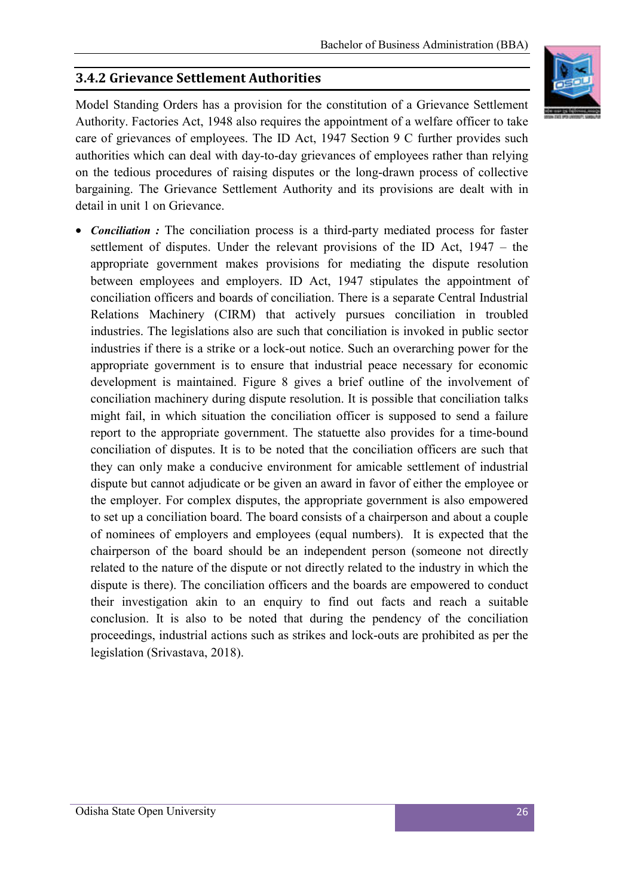### 3.4.2 Grievance Settlement Authorities

Model Standing Orders has a provision for the constitution of a Grievance Settlement Authority. Factories Act, 1948 also requires the appointment of a welfare officer to take care of grievances of employees. The ID Act, 1947 Section 9 C further provides such authorities which can deal with day-to-day grievances of employees rather than relying on the tedious procedures of raising disputes or the long-drawn process of collective bargaining. The Grievance Settlement Authority and its provisions are dealt with in detail in unit 1 on Grievance.

- ***Conciliation :*** The conciliation process is a third-party mediated process for faster settlement of disputes. Under the relevant provisions of the ID Act, 1947 – the appropriate government makes provisions for mediating the dispute resolution between employees and employers. ID Act, 1947 stipulates the appointment of conciliation officers and boards of conciliation. There is a separate Central Industrial Relations Machinery (CIRM) that actively pursues conciliation in troubled industries. The legislations also are such that conciliation is invoked in public sector industries if there is a strike or a lock-out notice. Such an overarching power for the appropriate government is to ensure that industrial peace necessary for economic development is maintained. Figure 8 gives a brief outline of the involvement of conciliation machinery during dispute resolution. It is possible that conciliation talks might fail, in which situation the conciliation officer is supposed to send a failure report to the appropriate government. The statuette also provides for a time-bound conciliation of disputes. It is to be noted that the conciliation officers are such that they can only make a conducive environment for amicable settlement of industrial dispute but cannot adjudicate or be given an award in favor of either the employee or the employer. For complex disputes, the appropriate government is also empowered to set up a conciliation board. The board consists of a chairperson and about a couple of nominees of employers and employees (equal numbers). It is expected that the chairperson of the board should be an independent person (someone not directly related to the nature of the dispute or not directly related to the industry in which the dispute is there). The conciliation officers and the boards are empowered to conduct their investigation akin to an enquiry to find out facts and reach a suitable conclusion. It is also to be noted that during the pendency of the conciliation proceedings, industrial actions such as strikes and lock-outs are prohibited as per the legislation (Srivastava, 2018).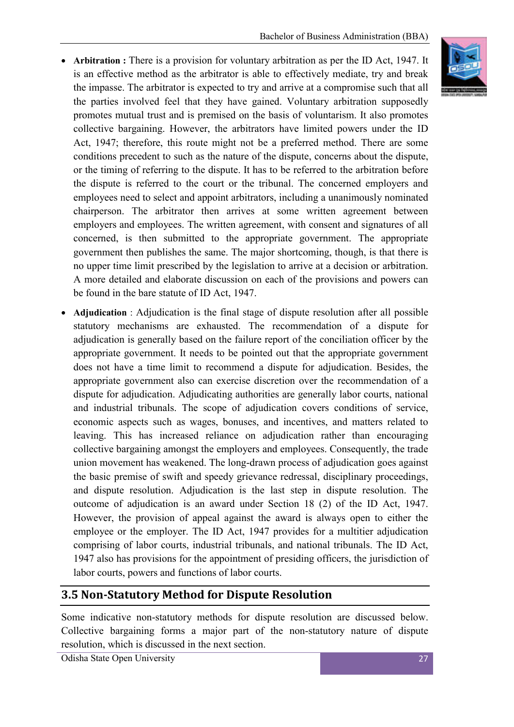- **Arbitration :** There is a provision for voluntary arbitration as per the ID Act, 1947. It is an effective method as the arbitrator is able to effectively mediate, try and break the impasse. The arbitrator is expected to try and arrive at a compromise such that all the parties involved feel that they have gained. Voluntary arbitration supposedly promotes mutual trust and is premised on the basis of voluntarism. It also promotes collective bargaining. However, the arbitrators have limited powers under the ID Act, 1947; therefore, this route might not be a preferred method. There are some conditions precedent to such as the nature of the dispute, concerns about the dispute, or the timing of referring to the dispute. It has to be referred to the arbitration before the dispute is referred to the court or the tribunal. The concerned employers and employees need to select and appoint arbitrators, including a unanimously nominated chairperson. The arbitrator then arrives at some written agreement between employers and employees. The written agreement, with consent and signatures of all concerned, is then submitted to the appropriate government. The appropriate government then publishes the same. The major shortcoming, though, is that there is no upper time limit prescribed by the legislation to arrive at a decision or arbitration. A more detailed and elaborate discussion on each of the provisions and powers can be found in the bare statute of ID Act, 1947.

- **Adjudication** : Adjudication is the final stage of dispute resolution after all possible statutory mechanisms are exhausted. The recommendation of a dispute for adjudication is generally based on the failure report of the conciliation officer by the appropriate government. It needs to be pointed out that the appropriate government does not have a time limit to recommend a dispute for adjudication. Besides, the appropriate government also can exercise discretion over the recommendation of a dispute for adjudication. Adjudicating authorities are generally labor courts, national and industrial tribunals. The scope of adjudication covers conditions of service, economic aspects such as wages, bonuses, and incentives, and matters related to leaving. This has increased reliance on adjudication rather than encouraging collective bargaining amongst the employers and employees. Consequently, the trade union movement has weakened. The long-drawn process of adjudication goes against the basic premise of swift and speedy grievance redressal, disciplinary proceedings, and dispute resolution. Adjudication is the last step in dispute resolution. The outcome of adjudication is an award under Section 18 (2) of the ID Act, 1947. However, the provision of appeal against the award is always open to either the employee or the employer. The ID Act, 1947 provides for a multitier adjudication comprising of labor courts, industrial tribunals, and national tribunals. The ID Act, 1947 also has provisions for the appointment of presiding officers, the jurisdiction of labor courts, powers and functions of labor courts.

## 3.5 Non-Statutory Method for Dispute Resolution

Some indicative non-statutory methods for dispute resolution are discussed below. Collective bargaining forms a major part of the non-statutory nature of dispute resolution, which is discussed in the next section.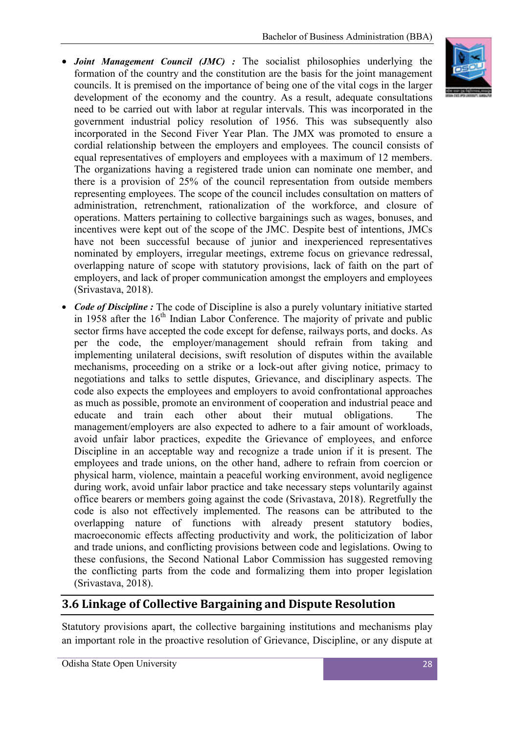- ***Joint Management Council (JMC) :*** The socialist philosophies underlying the formation of the country and the constitution are the basis for the joint management councils. It is premised on the importance of being one of the vital cogs in the larger development of the economy and the country. As a result, adequate consultations need to be carried out with labor at regular intervals. This was incorporated in the government industrial policy resolution of 1956. This was subsequently also incorporated in the Second Fiver Year Plan. The JMX was promoted to ensure a cordial relationship between the employers and employees. The council consists of equal representatives of employers and employees with a maximum of 12 members. The organizations having a registered trade union can nominate one member, and there is a provision of 25% of the council representation from outside members representing employees. The scope of the council includes consultation on matters of administration, retrenchment, rationalization of the workforce, and closure of operations. Matters pertaining to collective bargainings such as wages, bonuses, and incentives were kept out of the scope of the JMC. Despite best of intentions, JMCs have not been successful because of junior and inexperienced representatives nominated by employers, irregular meetings, extreme focus on grievance redressal, overlapping nature of scope with statutory provisions, lack of faith on the part of employers, and lack of proper communication amongst the employers and employees (Srivastava, 2018).

- ***Code of Discipline :*** The code of Discipline is also a purely voluntary initiative started in 1958 after the 16th Indian Labor Conference. The majority of private and public sector firms have accepted the code except for defense, railways ports, and docks. As per the code, the employer/management should refrain from taking and implementing unilateral decisions, swift resolution of disputes within the available mechanisms, proceeding on a strike or a lock-out after giving notice, primacy to negotiations and talks to settle disputes, Grievance, and disciplinary aspects. The code also expects the employees and employers to avoid confrontational approaches as much as possible, promote an environment of cooperation and industrial peace and educate and train each other about their mutual obligations. The management/employers are also expected to adhere to a fair amount of workloads, avoid unfair labor practices, expedite the Grievance of employees, and enforce Discipline in an acceptable way and recognize a trade union if it is present. The employees and trade unions, on the other hand, adhere to refrain from coercion or physical harm, violence, maintain a peaceful working environment, avoid negligence during work, avoid unfair labor practice and take necessary steps voluntarily against office bearers or members going against the code (Srivastava, 2018). Regretfully the code is also not effectively implemented. The reasons can be attributed to the overlapping nature of functions with already present statutory bodies, macroeconomic effects affecting productivity and work, the politicization of labor and trade unions, and conflicting provisions between code and legislations. Owing to these confusions, the Second National Labor Commission has suggested removing the conflicting parts from the code and formalizing them into proper legislation (Srivastava, 2018).

## 3.6 Linkage of Collective Bargaining and Dispute Resolution

Statutory provisions apart, the collective bargaining institutions and mechanisms play an important role in the proactive resolution of Grievance, Discipline, or any dispute at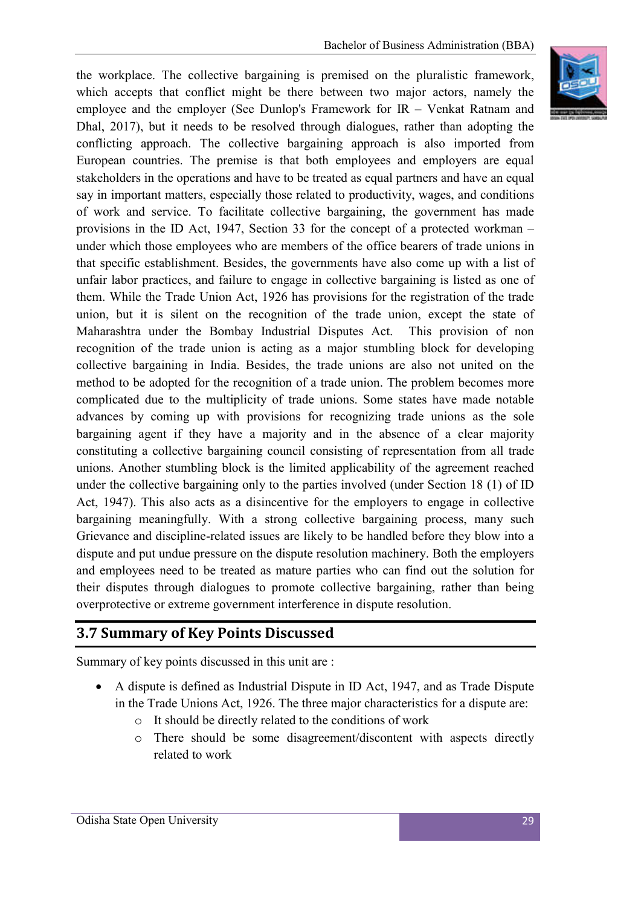the workplace. The collective bargaining is premised on the pluralistic framework, which accepts that conflict might be there between two major actors, namely the employee and the employer (See Dunlop's Framework for IR – Venkat Ratnam and Dhal, 2017), but it needs to be resolved through dialogues, rather than adopting the conflicting approach. The collective bargaining approach is also imported from European countries. The premise is that both employees and employers are equal stakeholders in the operations and have to be treated as equal partners and have an equal say in important matters, especially those related to productivity, wages, and conditions of work and service. To facilitate collective bargaining, the government has made provisions in the ID Act, 1947, Section 33 for the concept of a protected workman – under which those employees who are members of the office bearers of trade unions in that specific establishment. Besides, the governments have also come up with a list of unfair labor practices, and failure to engage in collective bargaining is listed as one of them. While the Trade Union Act, 1926 has provisions for the registration of the trade union, but it is silent on the recognition of the trade union, except the state of Maharashtra under the Bombay Industrial Disputes Act. This provision of non recognition of the trade union is acting as a major stumbling block for developing collective bargaining in India. Besides, the trade unions are also not united on the method to be adopted for the recognition of a trade union. The problem becomes more complicated due to the multiplicity of trade unions. Some states have made notable advances by coming up with provisions for recognizing trade unions as the sole bargaining agent if they have a majority and in the absence of a clear majority constituting a collective bargaining council consisting of representation from all trade unions. Another stumbling block is the limited applicability of the agreement reached under the collective bargaining only to the parties involved (under Section 18 (1) of ID Act, 1947). This also acts as a disincentive for the employers to engage in collective bargaining meaningfully. With a strong collective bargaining process, many such Grievance and discipline-related issues are likely to be handled before they blow into a dispute and put undue pressure on the dispute resolution machinery. Both the employers and employees need to be treated as mature parties who can find out the solution for their disputes through dialogues to promote collective bargaining, rather than being overprotective or extreme government interference in dispute resolution.

## 3.7 Summary of Key Points Discussed

Summary of key points discussed in this unit are :

- A dispute is defined as Industrial Dispute in ID Act, 1947, and as Trade Dispute in the Trade Unions Act, 1926. The three major characteristics for a dispute are:
  - It should be directly related to the conditions of work
  - There should be some disagreement/discontent with aspects directly related to work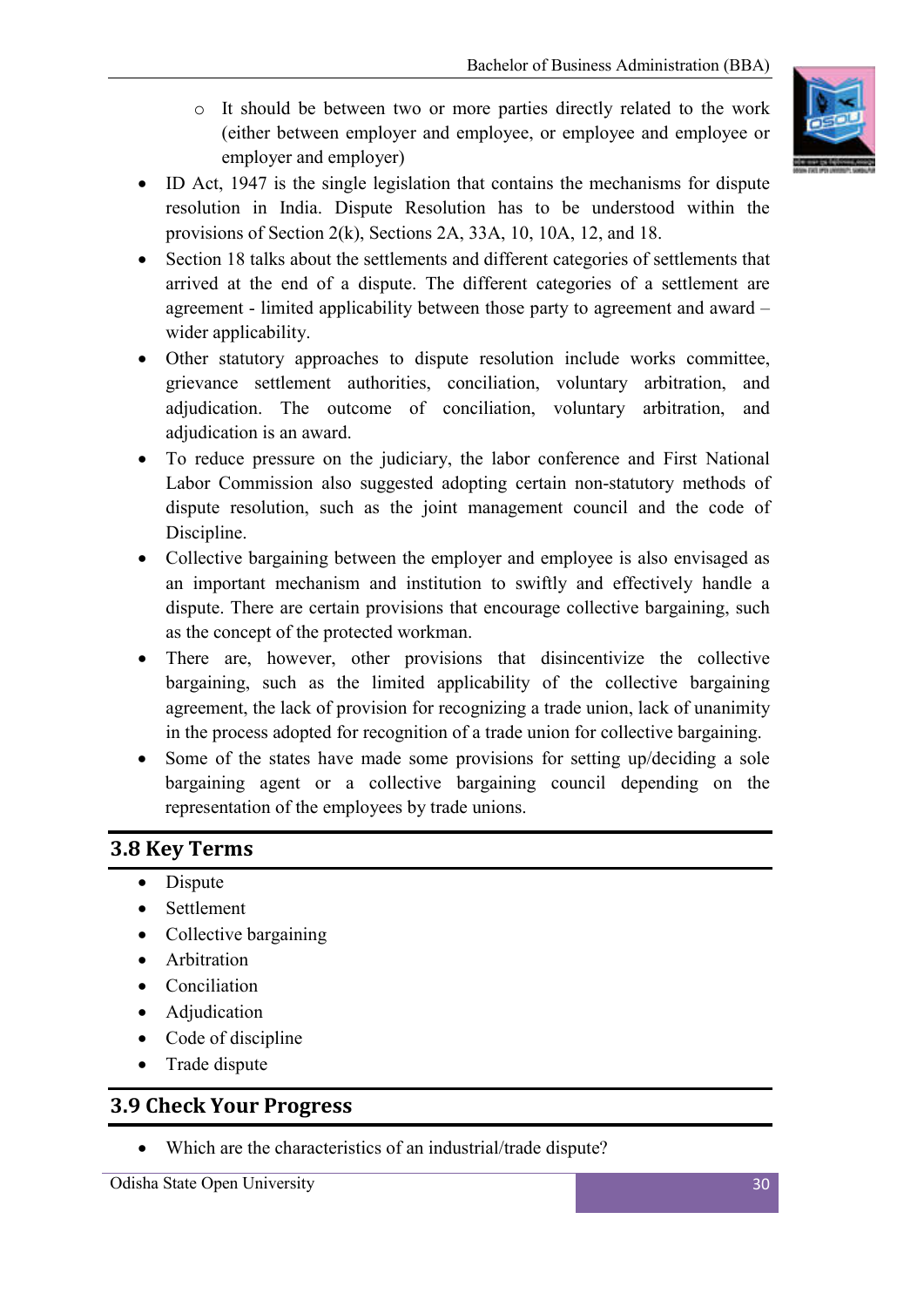- It should be between two or more parties directly related to the work (either between employer and employee, or employee and employee or employer and employer)
- ID Act, 1947 is the single legislation that contains the mechanisms for dispute resolution in India. Dispute Resolution has to be understood within the provisions of Section 2(k), Sections 2A, 33A, 10, 10A, 12, and 18.
- Section 18 talks about the settlements and different categories of settlements that arrived at the end of a dispute. The different categories of a settlement are agreement - limited applicability between those party to agreement and award – wider applicability.
- Other statutory approaches to dispute resolution include works committee, grievance settlement authorities, conciliation, voluntary arbitration, and adjudication. The outcome of conciliation, voluntary arbitration, and adjudication is an award.
- To reduce pressure on the judiciary, the labor conference and First National Labor Commission also suggested adopting certain non-statutory methods of dispute resolution, such as the joint management council and the code of Discipline.
- Collective bargaining between the employer and employee is also envisaged as an important mechanism and institution to swiftly and effectively handle a dispute. There are certain provisions that encourage collective bargaining, such as the concept of the protected workman.
- There are, however, other provisions that disincentivize the collective bargaining, such as the limited applicability of the collective bargaining agreement, the lack of provision for recognizing a trade union, lack of unanimity in the process adopted for recognition of a trade union for collective bargaining.
- Some of the states have made some provisions for setting up/deciding a sole bargaining agent or a collective bargaining council depending on the representation of the employees by trade unions.

## 3.8 Key Terms

- Dispute
- Settlement
- Collective bargaining
- Arbitration
- Conciliation
- Adjudication
- Code of discipline
- Trade dispute

## 3.9 Check Your Progress

- Which are the characteristics of an industrial/trade dispute?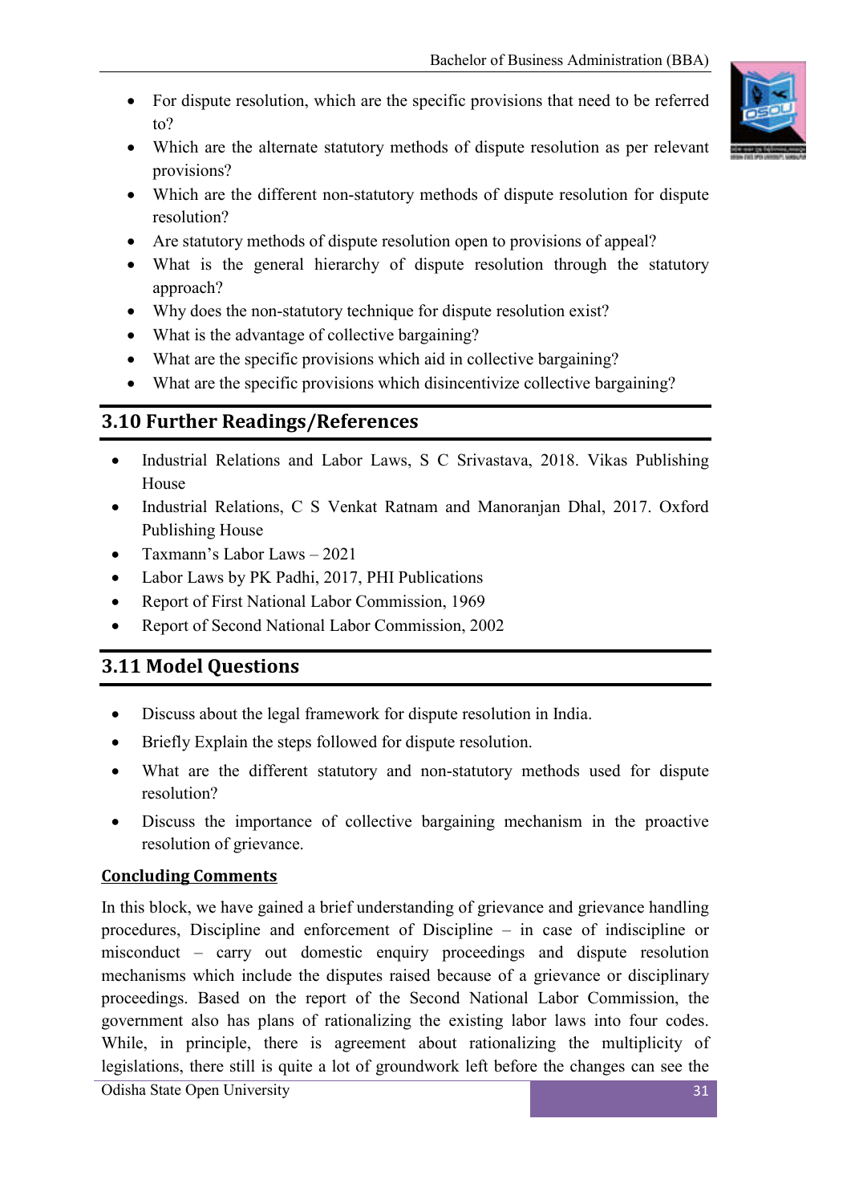- For dispute resolution, which are the specific provisions that need to be referred to?
- Which are the alternate statutory methods of dispute resolution as per relevant provisions?
- Which are the different non-statutory methods of dispute resolution for dispute resolution?
- Are statutory methods of dispute resolution open to provisions of appeal?
- What is the general hierarchy of dispute resolution through the statutory approach?
- Why does the non-statutory technique for dispute resolution exist?
- What is the advantage of collective bargaining?
- What are the specific provisions which aid in collective bargaining?
- What are the specific provisions which disincentivize collective bargaining?

## 3.10 Further Readings/References

- Industrial Relations and Labor Laws, S C Srivastava, 2018. Vikas Publishing House
- Industrial Relations, C S Venkat Ratnam and Manoranjan Dhal, 2017. Oxford Publishing House
- Taxmann's Labor Laws – 2021
- Labor Laws by PK Padhi, 2017, PHI Publications
- Report of First National Labor Commission, 1969
- Report of Second National Labor Commission, 2002

## 3.11 Model Questions

- Discuss about the legal framework for dispute resolution in India.
- Briefly Explain the steps followed for dispute resolution.
- What are the different statutory and non-statutory methods used for dispute resolution?
- Discuss the importance of collective bargaining mechanism in the proactive resolution of grievance.

**Concluding Comments**

In this block, we have gained a brief understanding of grievance and grievance handling procedures, Discipline and enforcement of Discipline – in case of indiscipline or misconduct – carry out domestic enquiry proceedings and dispute resolution mechanisms which include the disputes raised because of a grievance or disciplinary proceedings. Based on the report of the Second National Labor Commission, the government also has plans of rationalizing the existing labor laws into four codes. While, in principle, there is agreement about rationalizing the multiplicity of legislations, there still is quite a lot of groundwork left before the changes can see the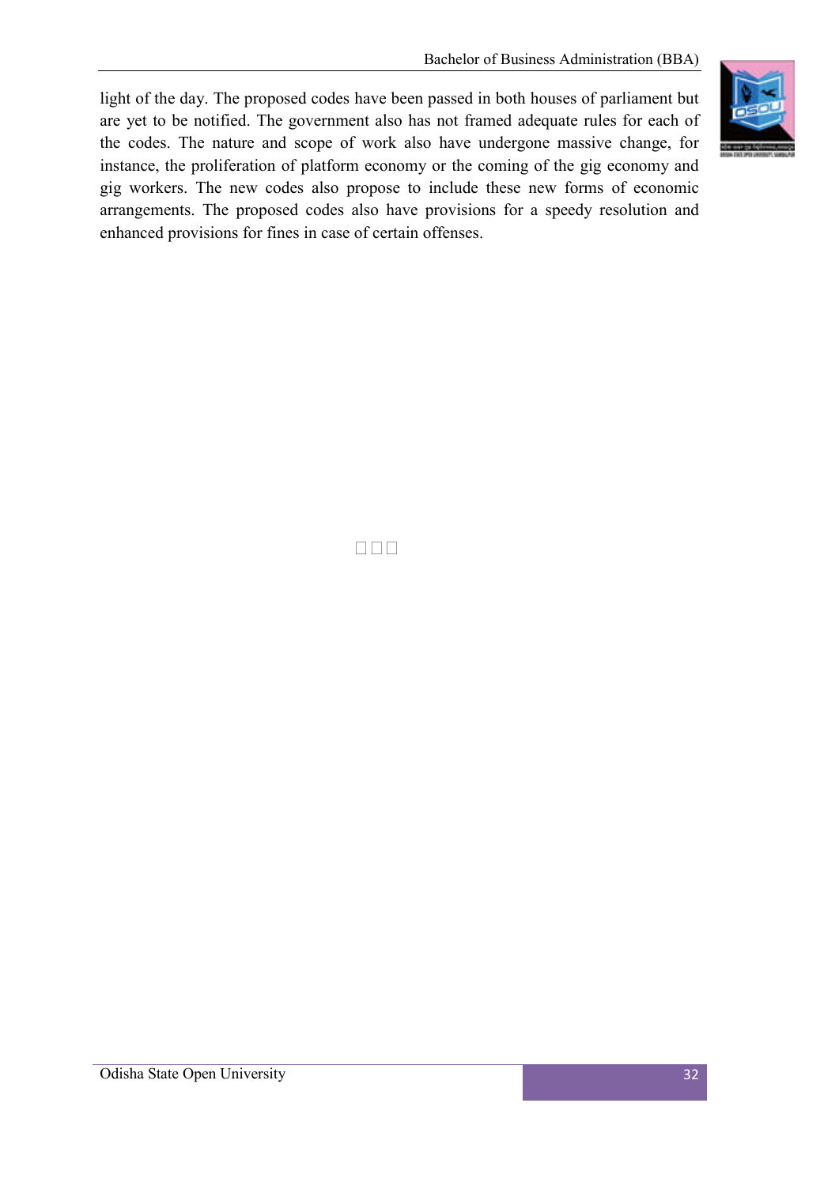light of the day. The proposed codes have been passed in both houses of parliament but are yet to be notified. The government also has not framed adequate rules for each of the codes. The nature and scope of work also have undergone massive change, for instance, the proliferation of platform economy or the coming of the gig economy and gig workers. The new codes also propose to include these new forms of economic arrangements. The proposed codes also have provisions for a speedy resolution and enhanced provisions for fines in case of certain offenses.